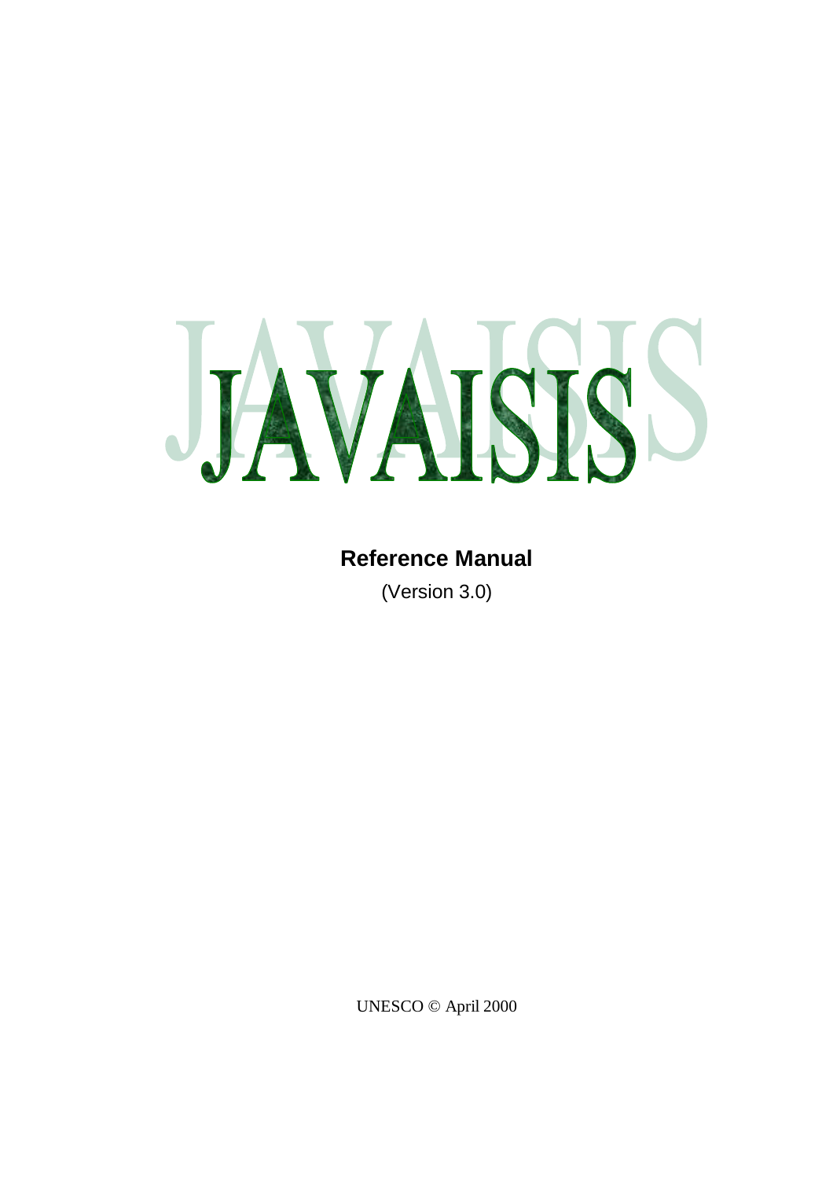# JAVAISIS

**Reference Manual**

(Version 3.0)

UNESCO © April 2000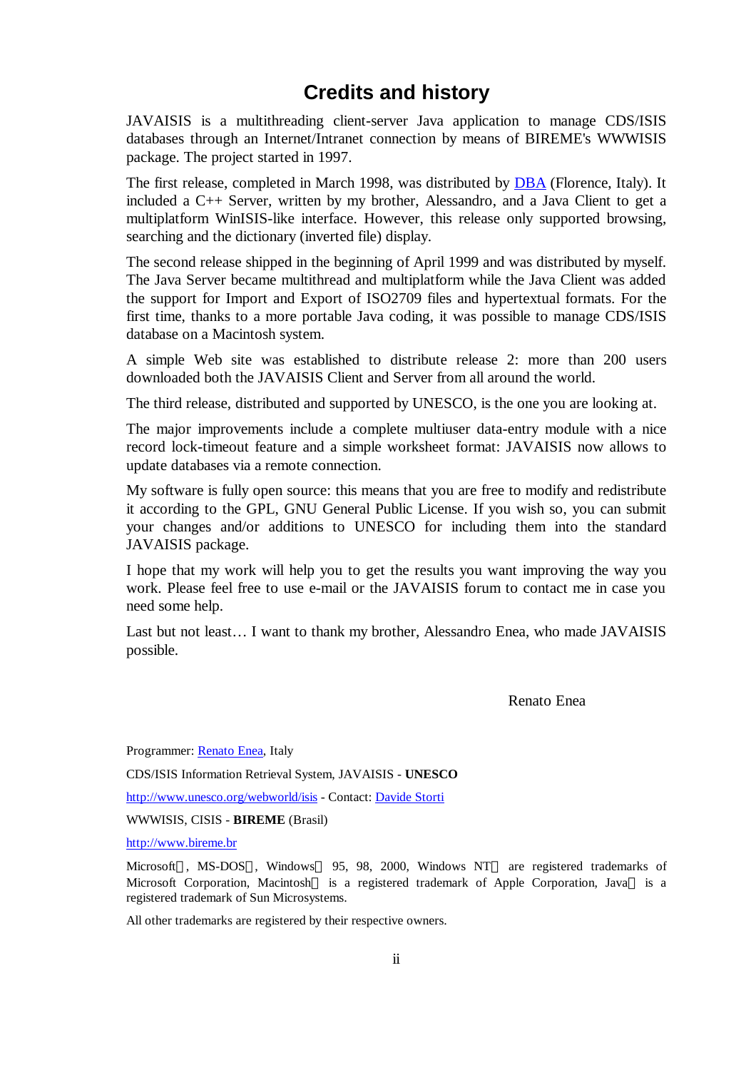# Credits and history

JAVAISIS is a multithreading client-server Java application to manage CDS/ISIS databases through an Internet/Intranet connection by means of BIREME's WWWISIS package. The project started in 1997.

The first release, completed in March 1998, was distributed by DBA (Florence, Italy). It included a C++ Server, written by my brother, Alessandro, and a Java Client to get a multiplatform WinISIS-like interface. However, this release only supported browsing, searching and the dictionary (inverted file) display.

The second release shipped in the beginning of April 1999 and was distributed by myself. The Java Server became multithread and multiplatform while the Java Client was added the support for Import and Export of ISO2709 files and hypertextual formats. For the first time, thanks to a more portable Java coding, it was possible to manage CDS/ISIS database on a Macintosh system.

A simple Web site was established to distribute release 2: more than 200 users downloaded both the JAVAISIS Client and Server from all around the world.

The third release, distributed and supported by UNESCO, is the one you are looking at.

The major improvements include a complete multiuser data-entry module with a nice record lock-timeout feature and a simple worksheet format: JAVAISIS now allows to update databases via a remote connection.

My software is fully open source: this means that you are free to modify and redistribute it according to the GPL, GNU General Public License. If you wish so, you can submit your changes and/or additions to UNESCO for including them into the standard JAVAISIS package.

I hope that my work will help you to get the results you want improving the way you work. Please feel free to use e-mail or the JAVAISIS forum to contact me in case you need some help.

Last but not least… I want to thank my brother, Alessandro Enea, who made JAVAISIS possible.

Renato Enea

Programmer: Renato Enea, Italy

CDS/ISIS Information Retrieval System, JAVAISIS - **UNESCO**

http://www.unesco.org/webworld/isis - Contact: Davide Storti

WWWISIS, CISIS - **BIREME** (Brasil)

http://www.bireme.br

Microsoft®, MS-DOS®, Windows® 95, 98, 2000, Windows NT® are registered trademarks of Microsoft Corporation, Macintosh® is a registered trademark of Apple Corporation, Java® is a registered trademark of Sun Microsystems.

All other trademarks are registered by their respective owners.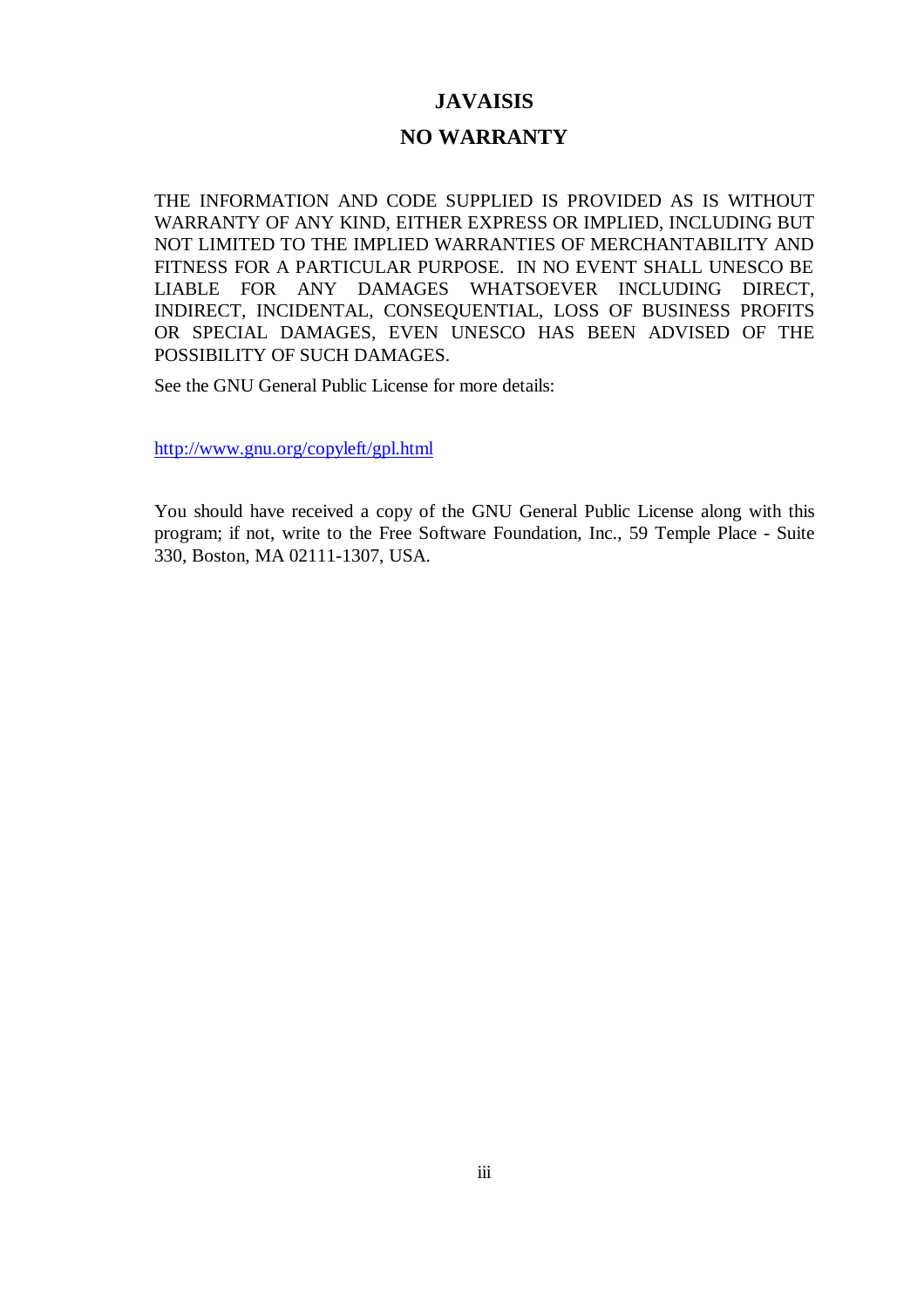# JAVAISIS

## NO WARRANTY

THE INFORMATION AND CODE SUPPLIED IS PROVIDED AS IS WITHOUT WARRANTY OF ANY KIND, EITHER EXPRESS OR IMPLIED, INCLUDING BUT NOT LIMITED TO THE IMPLIED WARRANTIES OF MERCHANTABILITY AND FITNESS FOR A PARTICULAR PURPOSE. IN NO EVENT SHALL UNESCO BE LIABLE FOR ANY DAMAGES WHATSOEVER INCLUDING DIRECT, INDIRECT, INCIDENTAL, CONSEQUENTIAL, LOSS OF BUSINESS PROFITS OR SPECIAL DAMAGES, EVEN UNESCO HAS BEEN ADVISED OF THE POSSIBILITY OF SUCH DAMAGES.

See the GNU General Public License for more details:

http://www.gnu.org/copyleft/gpl.html

You should have received a copy of the GNU General Public License along with this program; if not, write to the Free Software Foundation, Inc., 59 Temple Place - Suite 330, Boston, MA 02111-1307, USA.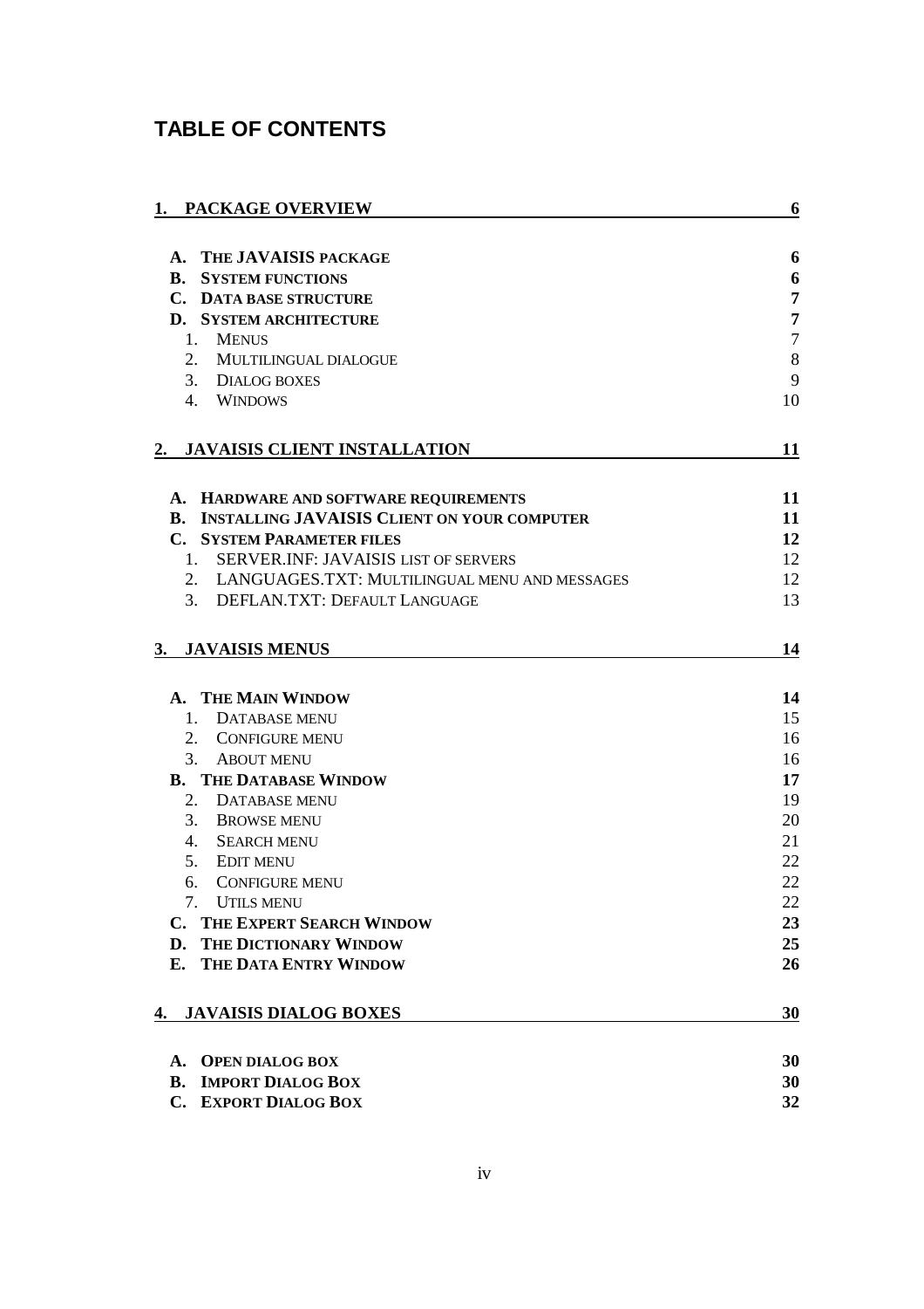# TABLE OF CONTENTS

**1. PACKAGE OVERVIEW** **6**

- **A. THE JAVAISIS PACKAGE** **6**
- **B. SYSTEM FUNCTIONS** **6**
- **C. DATA BASE STRUCTURE** **7**
- **D. SYSTEM ARCHITECTURE** **7**
  1. MENUS 7
  2. MULTILINGUAL DIALOGUE 8
  3. DIALOG BOXES 9
  4. WINDOWS 10

**2. JAVAISIS CLIENT INSTALLATION** **11**

- **A. HARDWARE AND SOFTWARE REQUIREMENTS** **11**
- **B. INSTALLING JAVAISIS CLIENT ON YOUR COMPUTER** **11**
- **C. SYSTEM PARAMETER FILES** **12**
  1. SERVER.INF: JAVAISIS LIST OF SERVERS 12
  2. LANGUAGES.TXT: MULTILINGUAL MENU AND MESSAGES 12
  3. DEFLAN.TXT: DEFAULT LANGUAGE 13

**3. JAVAISIS MENUS** **14**

- **A. THE MAIN WINDOW** **14**
  1. DATABASE MENU 15
  2. CONFIGURE MENU 16
  3. ABOUT MENU 16
- **B. THE DATABASE WINDOW** **17**
  2. DATABASE MENU 19
  3. BROWSE MENU 20
  4. SEARCH MENU 21
  5. EDIT MENU 22
  6. CONFIGURE MENU 22
  7. UTILS MENU 22
- **C. THE EXPERT SEARCH WINDOW** **23**
- **D. THE DICTIONARY WINDOW** **25**
- **E. THE DATA ENTRY WINDOW** **26**

**4. JAVAISIS DIALOG BOXES** **30**

- **A. OPEN DIALOG BOX** **30**
- **B. IMPORT DIALOG BOX** **30**
- **C. EXPORT DIALOG BOX** **32**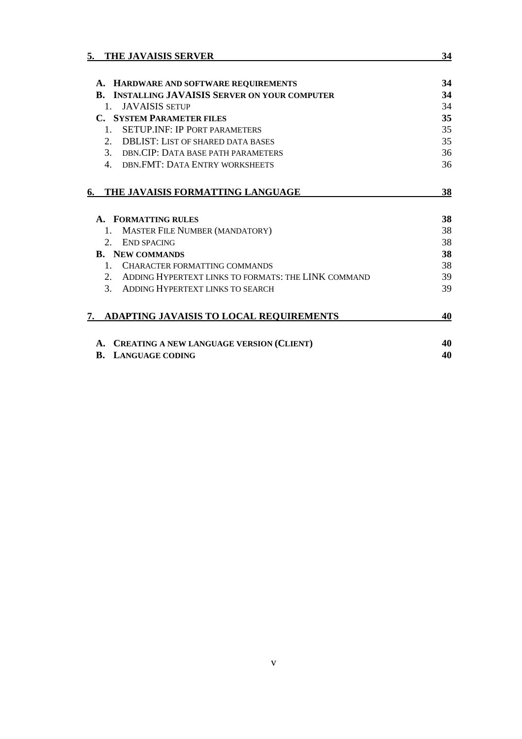**5. THE JAVAISIS SERVER** **34**

- **A. HARDWARE AND SOFTWARE REQUIREMENTS** **34**
- **B. INSTALLING JAVAISIS SERVER ON YOUR COMPUTER** **34**
  1. JAVAISIS SETUP 34
- **C. SYSTEM PARAMETER FILES** **35**
  1. SETUP.INF: IP PORT PARAMETERS 35
  2. DBLIST: LIST OF SHARED DATA BASES 35
  3. DBN.CIP: DATA BASE PATH PARAMETERS 36
  4. DBN.FMT: DATA ENTRY WORKSHEETS 36

**6. THE JAVAISIS FORMATTING LANGUAGE** **38**

- **A. FORMATTING RULES** **38**
  1. MASTER FILE NUMBER (MANDATORY) 38
  2. END SPACING 38
- **B. NEW COMMANDS** **38**
  1. CHARACTER FORMATTING COMMANDS 38
  2. ADDING HYPERTEXT LINKS TO FORMATS: THE LINK COMMAND 39
  3. ADDING HYPERTEXT LINKS TO SEARCH 39

**7. ADAPTING JAVAISIS TO LOCAL REQUIREMENTS** **40**

- **A. CREATING A NEW LANGUAGE VERSION (CLIENT)** **40**
- **B. LANGUAGE CODING** **40**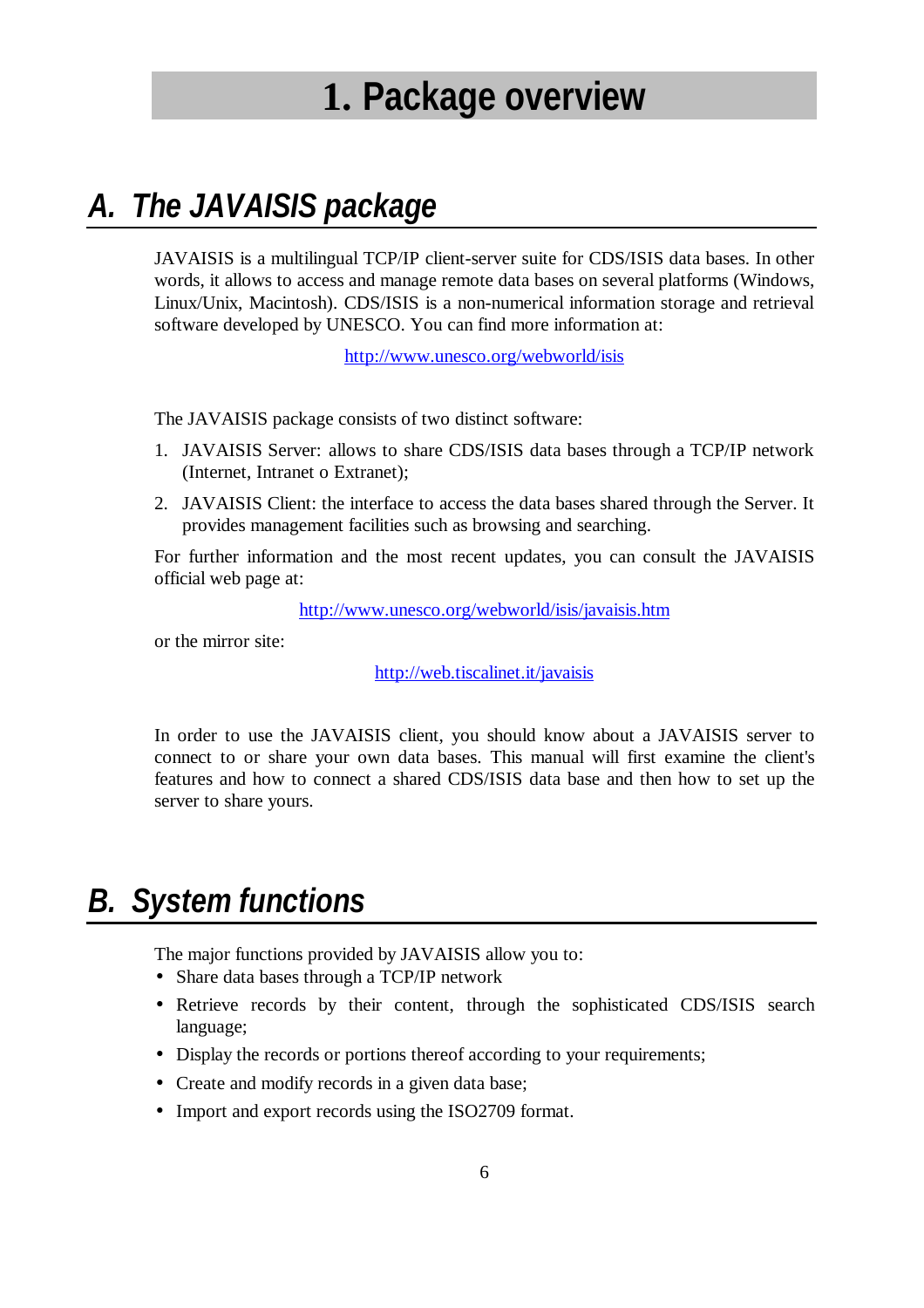# 1. Package overview

## A. The JAVAISIS package

JAVAISIS is a multilingual TCP/IP client-server suite for CDS/ISIS data bases. In other words, it allows to access and manage remote data bases on several platforms (Windows, Linux/Unix, Macintosh). CDS/ISIS is a non-numerical information storage and retrieval software developed by UNESCO. You can find more information at:

http://www.unesco.org/webworld/isis

The JAVAISIS package consists of two distinct software:

1. JAVAISIS Server: allows to share CDS/ISIS data bases through a TCP/IP network (Internet, Intranet o Extranet);
2. JAVAISIS Client: the interface to access the data bases shared through the Server. It provides management facilities such as browsing and searching.

For further information and the most recent updates, you can consult the JAVAISIS official web page at:

http://www.unesco.org/webworld/isis/javaisis.htm

or the mirror site:

http://web.tiscalinet.it/javaisis

In order to use the JAVAISIS client, you should know about a JAVAISIS server to connect to or share your own data bases. This manual will first examine the client's features and how to connect a shared CDS/ISIS data base and then how to set up the server to share yours.

## B. System functions

The major functions provided by JAVAISIS allow you to:

- Share data bases through a TCP/IP network
- Retrieve records by their content, through the sophisticated CDS/ISIS search language;
- Display the records or portions thereof according to your requirements;
- Create and modify records in a given data base;
- Import and export records using the ISO2709 format.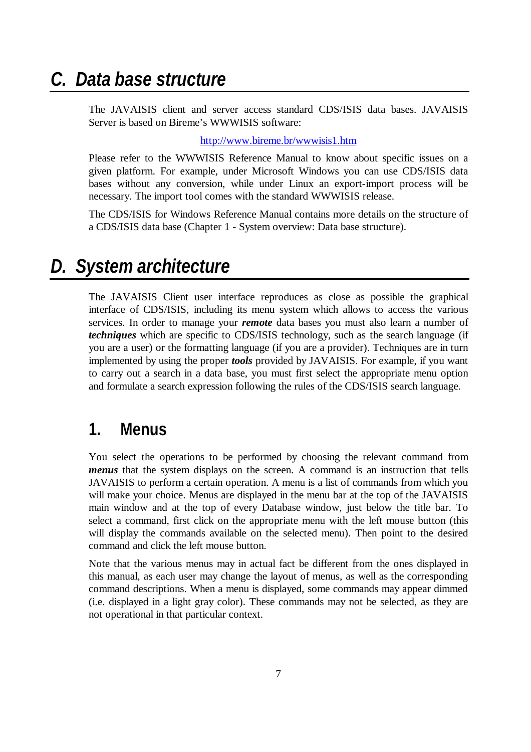# C. Data base structure

The JAVAISIS client and server access standard CDS/ISIS data bases. JAVAISIS Server is based on Bireme's WWWISIS software:

http://www.bireme.br/wwwisis1.htm

Please refer to the WWWISIS Reference Manual to know about specific issues on a given platform. For example, under Microsoft Windows you can use CDS/ISIS data bases without any conversion, while under Linux an export-import process will be necessary. The import tool comes with the standard WWWISIS release.

The CDS/ISIS for Windows Reference Manual contains more details on the structure of a CDS/ISIS data base (Chapter 1 - System overview: Data base structure).

# D. System architecture

The JAVAISIS Client user interface reproduces as close as possible the graphical interface of CDS/ISIS, including its menu system which allows to access the various services. In order to manage your ***remote*** data bases you must also learn a number of ***techniques*** which are specific to CDS/ISIS technology, such as the search language (if you are a user) or the formatting language (if you are a provider). Techniques are in turn implemented by using the proper ***tools*** provided by JAVAISIS. For example, if you want to carry out a search in a data base, you must first select the appropriate menu option and formulate a search expression following the rules of the CDS/ISIS search language.

## 1. Menus

You select the operations to be performed by choosing the relevant command from ***menus*** that the system displays on the screen. A command is an instruction that tells JAVAISIS to perform a certain operation. A menu is a list of commands from which you will make your choice. Menus are displayed in the menu bar at the top of the JAVAISIS main window and at the top of every Database window, just below the title bar. To select a command, first click on the appropriate menu with the left mouse button (this will display the commands available on the selected menu). Then point to the desired command and click the left mouse button.

Note that the various menus may in actual fact be different from the ones displayed in this manual, as each user may change the layout of menus, as well as the corresponding command descriptions. When a menu is displayed, some commands may appear dimmed (i.e. displayed in a light gray color). These commands may not be selected, as they are not operational in that particular context.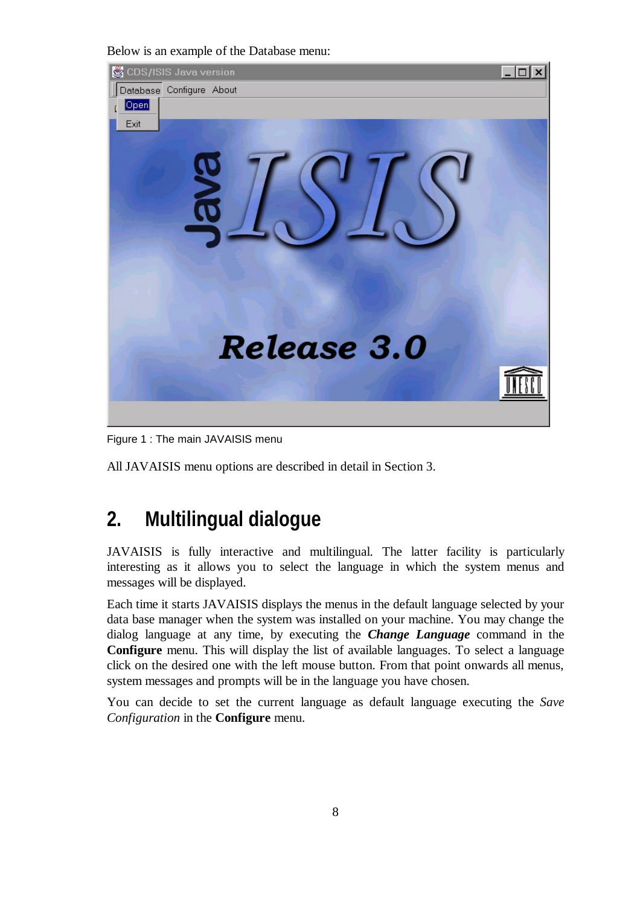Below is an example of the Database menu:

Figure 1 : The main JAVAISIS menu

All JAVAISIS menu options are described in detail in Section 3.

## 2. Multilingual dialogue

JAVAISIS is fully interactive and multilingual. The latter facility is particularly interesting as it allows you to select the language in which the system menus and messages will be displayed.

Each time it starts JAVAISIS displays the menus in the default language selected by your data base manager when the system was installed on your machine. You may change the dialog language at any time, by executing the ***Change Language*** command in the **Configure** menu. This will display the list of available languages. To select a language click on the desired one with the left mouse button. From that point onwards all menus, system messages and prompts will be in the language you have chosen.

You can decide to set the current language as default language executing the *Save Configuration* in the **Configure** menu.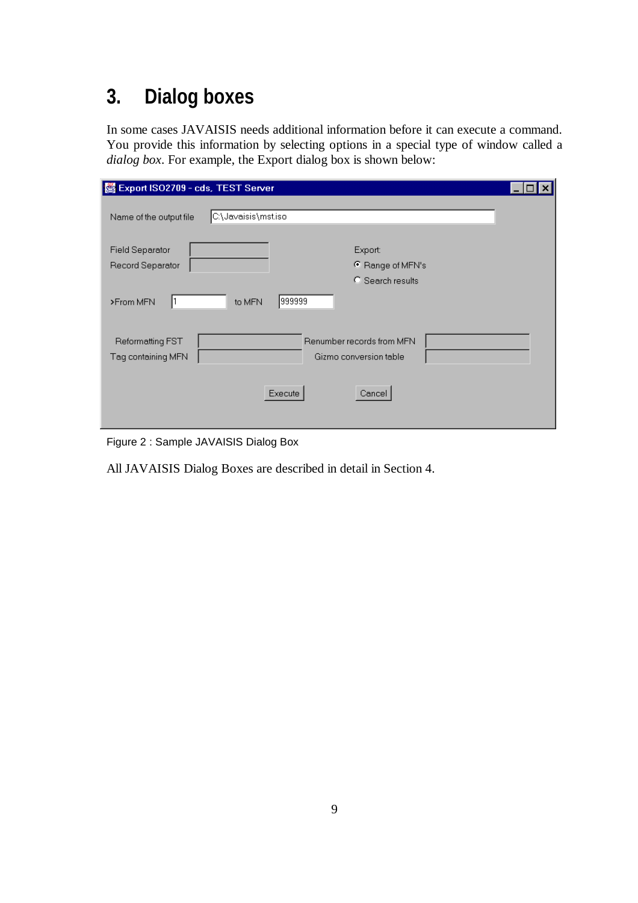# 3. Dialog boxes

In some cases JAVAISIS needs additional information before it can execute a command. You provide this information by selecting options in a special type of window called a *dialog box*. For example, the Export dialog box is shown below:

Figure 2 : Sample JAVAISIS Dialog Box

All JAVAISIS Dialog Boxes are described in detail in Section 4.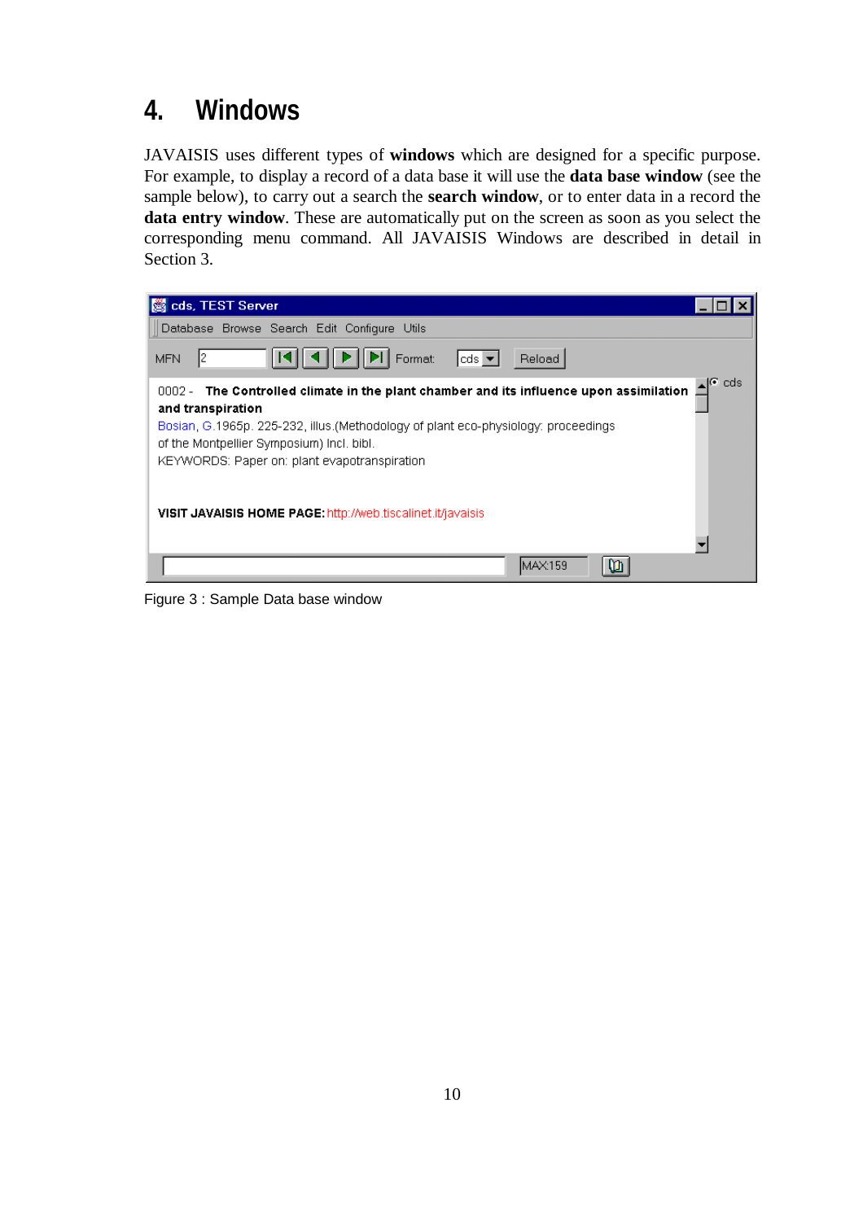# 4. Windows

JAVAISIS uses different types of **windows** which are designed for a specific purpose. For example, to display a record of a data base it will use the **data base window** (see the sample below), to carry out a search the **search window**, or to enter data in a record the **data entry window**. These are automatically put on the screen as soon as you select the corresponding menu command. All JAVAISIS Windows are described in detail in Section 3.

Figure 3 : Sample Data base window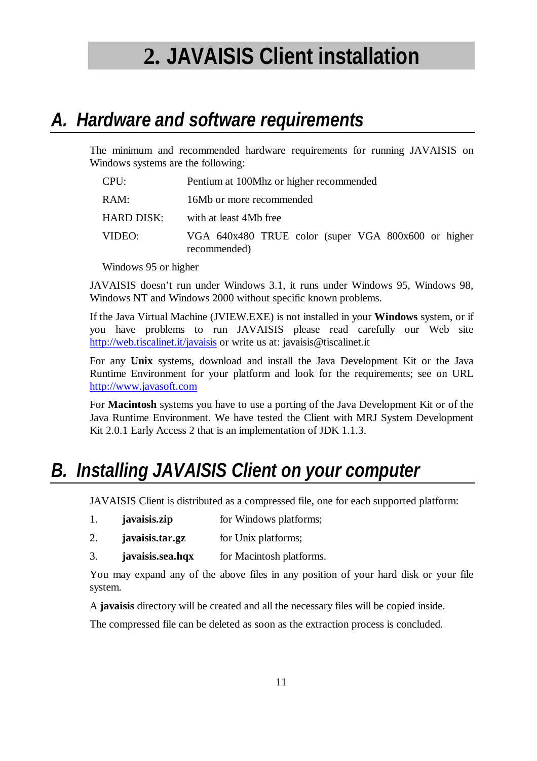# 2. JAVAISIS Client installation

## A. Hardware and software requirements

The minimum and recommended hardware requirements for running JAVAISIS on Windows systems are the following:

| | |
|---|---|
| CPU: | Pentium at 100Mhz or higher recommended |
| RAM: | 16Mb or more recommended |
| HARD DISK: | with at least 4Mb free |
| VIDEO: | VGA 640x480 TRUE color (super VGA 800x600 or higher recommended) |

Windows 95 or higher

JAVAISIS doesn't run under Windows 3.1, it runs under Windows 95, Windows 98, Windows NT and Windows 2000 without specific known problems.

If the Java Virtual Machine (JVIEW.EXE) is not installed in your **Windows** system, or if you have problems to run JAVAISIS please read carefully our Web site http://web.tiscalinet.it/javaisis or write us at: javaisis@tiscalinet.it

For any **Unix** systems, download and install the Java Development Kit or the Java Runtime Environment for your platform and look for the requirements; see on URL http://www.javasoft.com

For **Macintosh** systems you have to use a porting of the Java Development Kit or of the Java Runtime Environment. We have tested the Client with MRJ System Development Kit 2.0.1 Early Access 2 that is an implementation of JDK 1.1.3.

## B. Installing JAVAISIS Client on your computer

JAVAISIS Client is distributed as a compressed file, one for each supported platform:

1. **javaisis.zip** for Windows platforms;
2. **javaisis.tar.gz** for Unix platforms;
3. **javaisis.sea.hqx** for Macintosh platforms.

You may expand any of the above files in any position of your hard disk or your file system.

A **javaisis** directory will be created and all the necessary files will be copied inside.

The compressed file can be deleted as soon as the extraction process is concluded.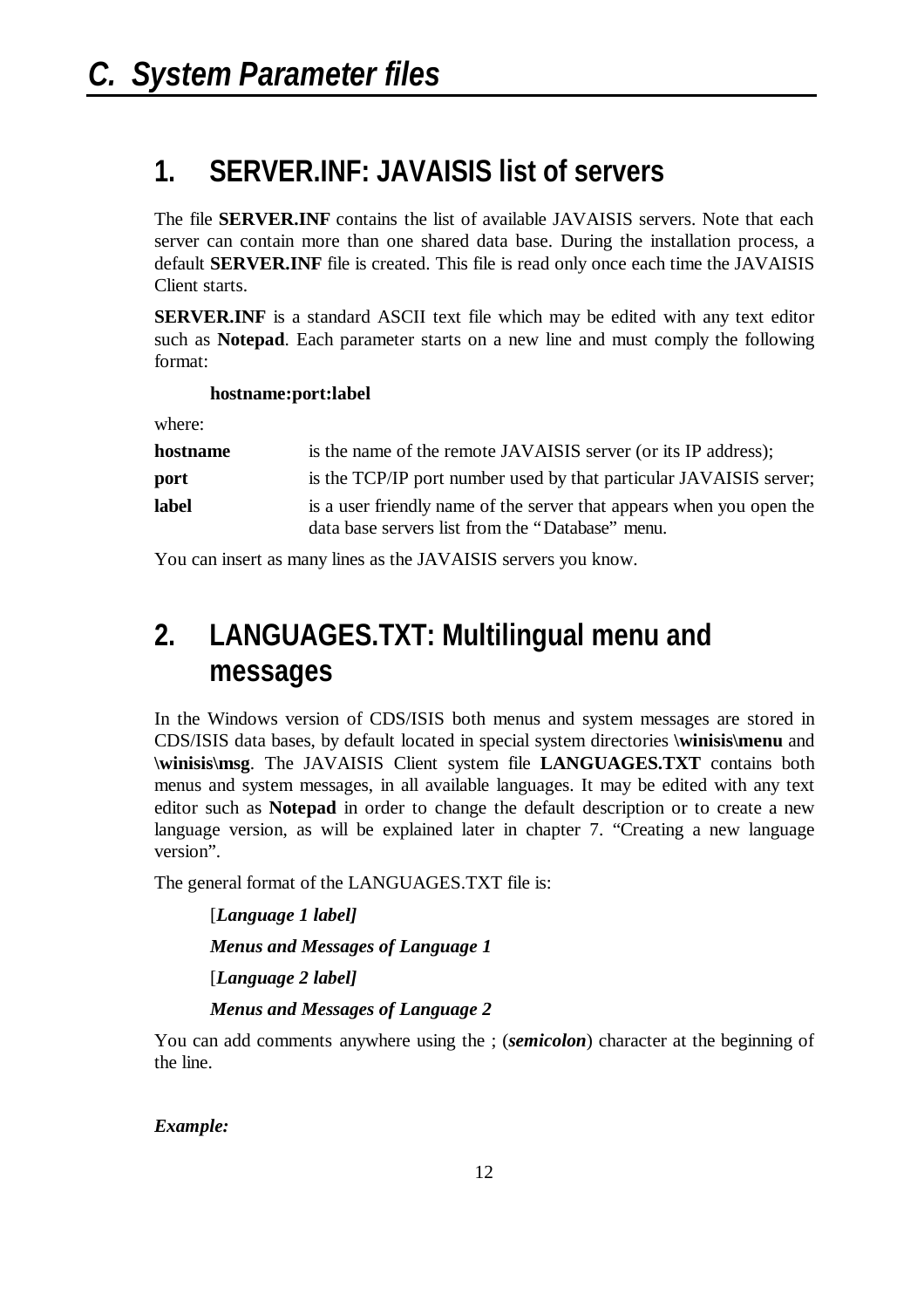# *C. System Parameter files*

## 1. SERVER.INF: JAVAISIS list of servers

The file **SERVER.INF** contains the list of available JAVAISIS servers. Note that each server can contain more than one shared data base. During the installation process, a default **SERVER.INF** file is created. This file is read only once each time the JAVAISIS Client starts.

**SERVER.INF** is a standard ASCII text file which may be edited with any text editor such as **Notepad**. Each parameter starts on a new line and must comply the following format:

**hostname:port:label**

where:

| | |
|---|---|
| **hostname** | is the name of the remote JAVAISIS server (or its IP address); |
| **port** | is the TCP/IP port number used by that particular JAVAISIS server; |
| **label** | is a user friendly name of the server that appears when you open the data base servers list from the "Database" menu. |

You can insert as many lines as the JAVAISIS servers you know.

## 2. LANGUAGES.TXT: Multilingual menu and messages

In the Windows version of CDS/ISIS both menus and system messages are stored in CDS/ISIS data bases, by default located in special system directories **\winisis\menu** and **\winisis\msg**. The JAVAISIS Client system file **LANGUAGES.TXT** contains both menus and system messages, in all available languages. It may be edited with any text editor such as **Notepad** in order to change the default description or to create a new language version, as will be explained later in chapter 7. "Creating a new language version".

The general format of the LANGUAGES.TXT file is:

[***Language 1 label]***

***Menus and Messages of Language 1***

[***Language 2 label]***

***Menus and Messages of Language 2***

You can add comments anywhere using the ; (***semicolon***) character at the beginning of the line.

***Example:***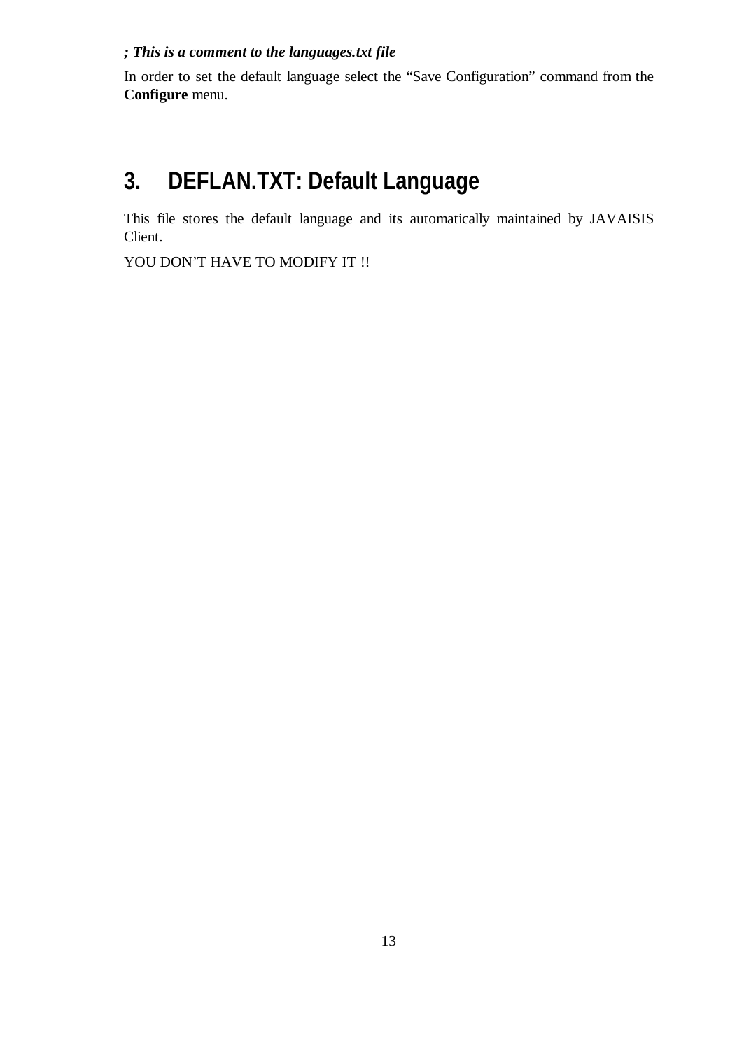***; This is a comment to the languages.txt file***

In order to set the default language select the “Save Configuration” command from the **Configure** menu.

# 3. DEFLAN.TXT: Default Language

This file stores the default language and its automatically maintained by JAVAISIS Client.

YOU DON’T HAVE TO MODIFY IT !!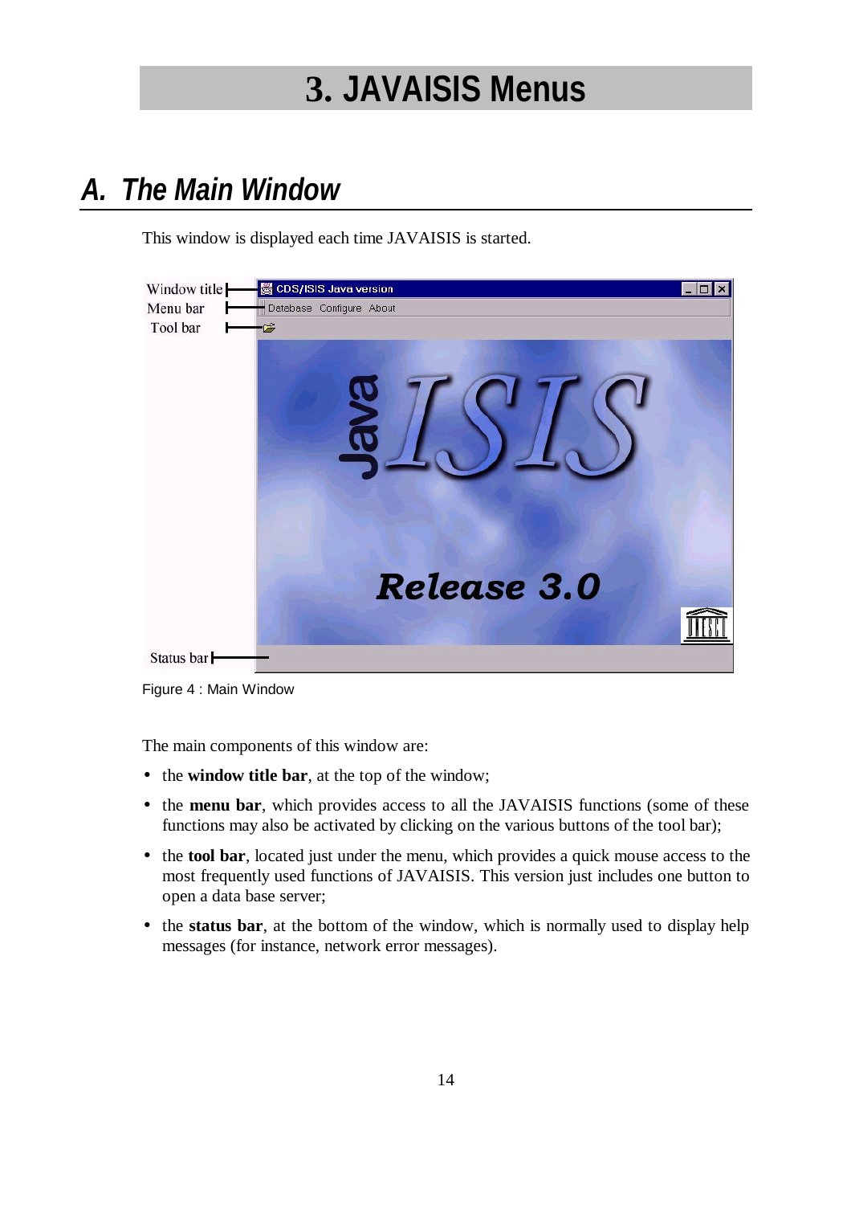# 3. JAVAISIS Menus

## A. The Main Window

This window is displayed each time JAVAISIS is started.

Figure 4 : Main Window

The main components of this window are:

- the **window title bar**, at the top of the window;
- the **menu bar**, which provides access to all the JAVAISIS functions (some of these functions may also be activated by clicking on the various buttons of the tool bar);
- the **tool bar**, located just under the menu, which provides a quick mouse access to the most frequently used functions of JAVAISIS. This version just includes one button to open a data base server;
- the **status bar**, at the bottom of the window, which is normally used to display help messages (for instance, network error messages).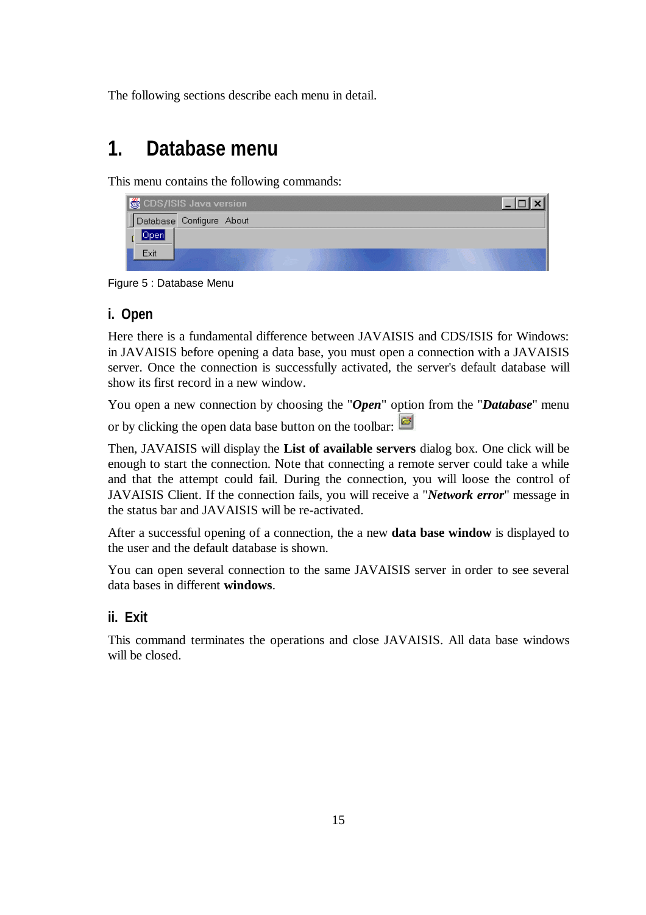The following sections describe each menu in detail.

# 1. Database menu

This menu contains the following commands:

Figure 5 : Database Menu

### i. Open

Here there is a fundamental difference between JAVAISIS and CDS/ISIS for Windows: in JAVAISIS before opening a data base, you must open a connection with a JAVAISIS server. Once the connection is successfully activated, the server's default database will show its first record in a new window.

You open a new connection by choosing the "***Open***" option from the "***Database***" menu or by clicking the open data base button on the toolbar:

Then, JAVAISIS will display the **List of available servers** dialog box. One click will be enough to start the connection. Note that connecting a remote server could take a while and that the attempt could fail. During the connection, you will loose the control of JAVAISIS Client. If the connection fails, you will receive a "***Network error***" message in the status bar and JAVAISIS will be re-activated.

After a successful opening of a connection, the a new **data base window** is displayed to the user and the default database is shown.

You can open several connection to the same JAVAISIS server in order to see several data bases in different **windows**.

### ii. Exit

This command terminates the operations and close JAVAISIS. All data base windows will be closed.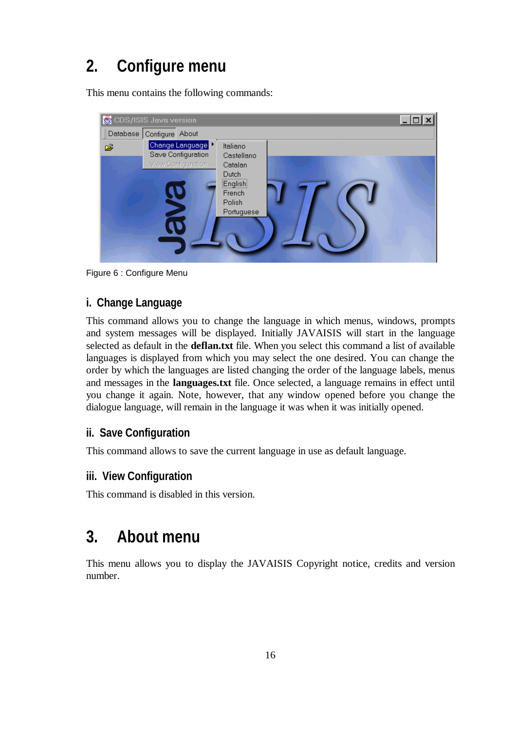# 2. Configure menu

This menu contains the following commands:

Figure 6 : Configure Menu

### i. Change Language

This command allows you to change the language in which menus, windows, prompts and system messages will be displayed. Initially JAVAISIS will start in the language selected as default in the **deflan.txt** file. When you select this command a list of available languages is displayed from which you may select the one desired. You can change the order by which the languages are listed changing the order of the language labels, menus and messages in the **languages.txt** file. Once selected, a language remains in effect until you change it again. Note, however, that any window opened before you change the dialogue language, will remain in the language it was when it was initially opened.

### ii. Save Configuration

This command allows to save the current language in use as default language.

### iii. View Configuration

This command is disabled in this version.

# 3. About menu

This menu allows you to display the JAVAISIS Copyright notice, credits and version number.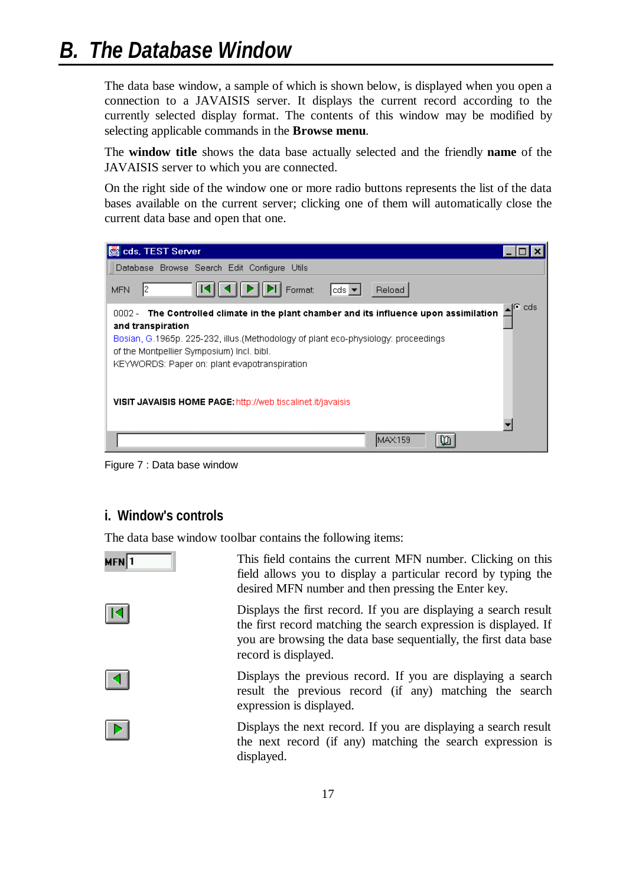# B. The Database Window

The data base window, a sample of which is shown below, is displayed when you open a connection to a JAVAISIS server. It displays the current record according to the currently selected display format. The contents of this window may be modified by selecting applicable commands in the **Browse menu**.

The **window title** shows the data base actually selected and the friendly **name** of the JAVAISIS server to which you are connected.

On the right side of the window one or more radio buttons represents the list of the data bases available on the current server; clicking one of them will automatically close the current data base and open that one.

Figure 7 : Data base window

## i. Window's controls

The data base window toolbar contains the following items:

MFN field: This field contains the current MFN number. Clicking on this field allows you to display a particular record by typing the desired MFN number and then pressing the Enter key.

First record button: Displays the first record. If you are displaying a search result the first record matching the search expression is displayed. If you are browsing the data base sequentially, the first data base record is displayed.

Previous record button: Displays the previous record. If you are displaying a search result the previous record (if any) matching the search expression is displayed.

Next record button: Displays the next record. If you are displaying a search result the next record (if any) matching the search expression is displayed.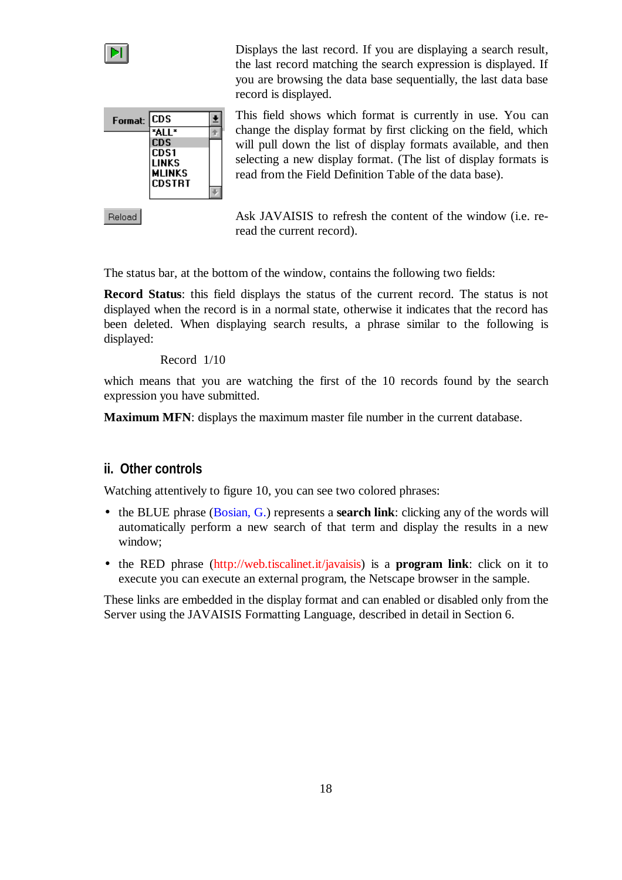Displays the last record. If you are displaying a search result, the last record matching the search expression is displayed. If you are browsing the data base sequentially, the last data base record is displayed.

This field shows which format is currently in use. You can change the display format by first clicking on the field, which will pull down the list of display formats available, and then selecting a new display format. (The list of display formats is read from the Field Definition Table of the data base).

Ask JAVAISIS to refresh the content of the window (i.e. re-read the current record).

The status bar, at the bottom of the window, contains the following two fields:

**Record Status**: this field displays the status of the current record. The status is not displayed when the record is in a normal state, otherwise it indicates that the record has been deleted. When displaying search results, a phrase similar to the following is displayed:

Record 1/10

which means that you are watching the first of the 10 records found by the search expression you have submitted.

**Maximum MFN**: displays the maximum master file number in the current database.

## ii. Other controls

Watching attentively to figure 10, you can see two colored phrases:

- the BLUE phrase (Bosian, G.) represents a **search link**: clicking any of the words will automatically perform a new search of that term and display the results in a new window;
- the RED phrase (http://web.tiscalinet.it/javaisis) is a **program link**: click on it to execute you can execute an external program, the Netscape browser in the sample.

These links are embedded in the display format and can enabled or disabled only from the Server using the JAVAISIS Formatting Language, described in detail in Section 6.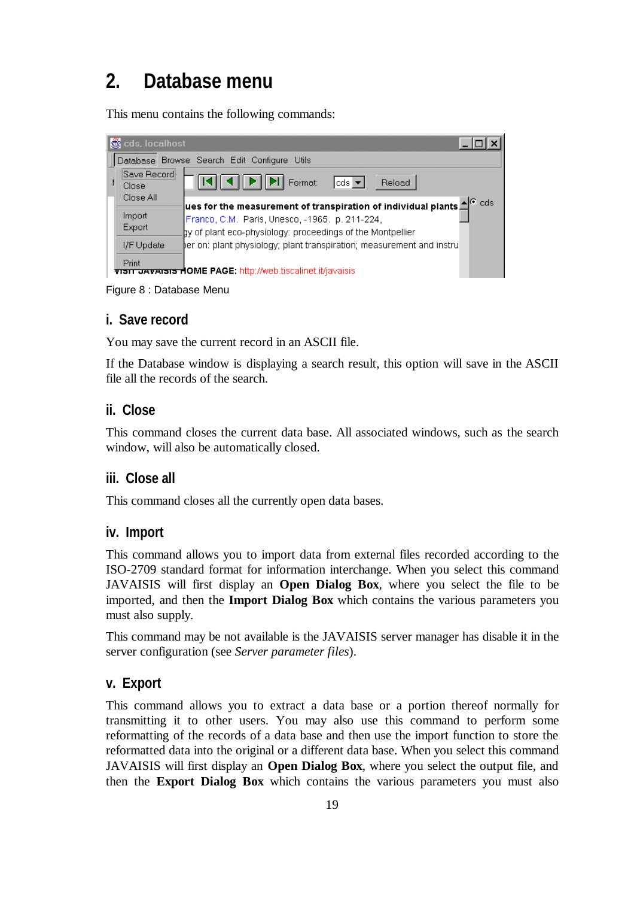# 2. Database menu

This menu contains the following commands:

Figure 8 : Database Menu

## i. Save record

You may save the current record in an ASCII file.

If the Database window is displaying a search result, this option will save in the ASCII file all the records of the search.

## ii. Close

This command closes the current data base. All associated windows, such as the search window, will also be automatically closed.

## iii. Close all

This command closes all the currently open data bases.

## iv. Import

This command allows you to import data from external files recorded according to the ISO-2709 standard format for information interchange. When you select this command JAVAISIS will first display an **Open Dialog Box**, where you select the file to be imported, and then the **Import Dialog Box** which contains the various parameters you must also supply.

This command may be not available is the JAVAISIS server manager has disable it in the server configuration (see *Server parameter files*).

## v. Export

This command allows you to extract a data base or a portion thereof normally for transmitting it to other users. You may also use this command to perform some reformatting of the records of a data base and then use the import function to store the reformatted data into the original or a different data base. When you select this command JAVAISIS will first display an **Open Dialog Box**, where you select the output file, and then the **Export Dialog Box** which contains the various parameters you must also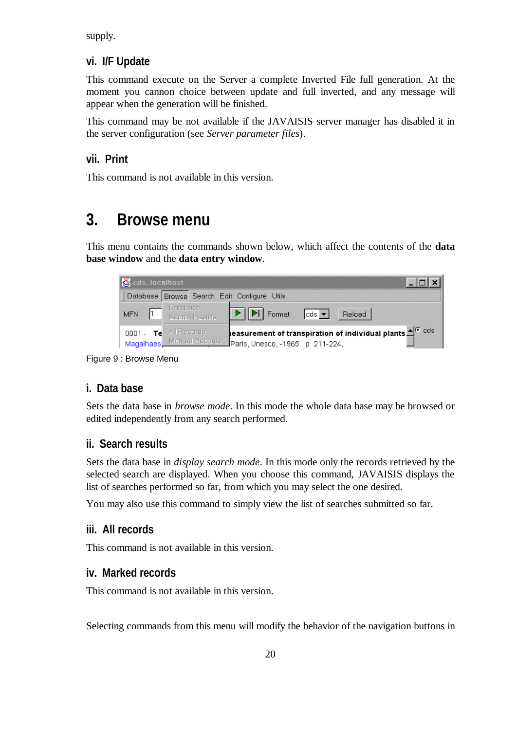supply.

### vi. I/F Update

This command execute on the Server a complete Inverted File full generation. At the moment you cannon choice between update and full inverted, and any message will appear when the generation will be finished.

This command may be not available if the JAVAISIS server manager has disabled it in the server configuration (see *Server parameter files*).

### vii. Print

This command is not available in this version.

## 3. Browse menu

This menu contains the commands shown below, which affect the contents of the **data base window** and the **data entry window**.

Figure 9 : Browse Menu

### i. Data base

Sets the data base in *browse mode*. In this mode the whole data base may be browsed or edited independently from any search performed.

### ii. Search results

Sets the data base in *display search mode*. In this mode only the records retrieved by the selected search are displayed. When you choose this command, JAVAISIS displays the list of searches performed so far, from which you may select the one desired.

You may also use this command to simply view the list of searches submitted so far.

### iii. All records

This command is not available in this version.

### iv. Marked records

This command is not available in this version.

Selecting commands from this menu will modify the behavior of the navigation buttons in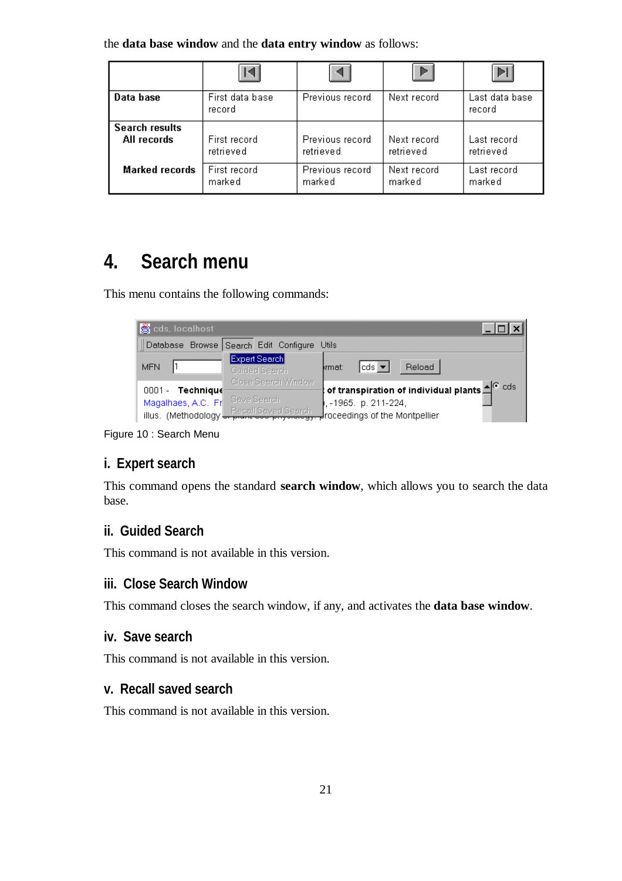the **data base window** and the **data entry window** as follows:

| | ⏮ | ◀ | ▶ | ⏭ |
|---|---|---|---|---|
| **Data base** | First data base record | Previous record | Next record | Last data base record |
| **Search results** **All records** | First record retrieved | Previous record retrieved | Next record retrieved | Last record retrieved |
| **Marked records** | First record marked | Previous record marked | Next record marked | Last record marked |

# 4. Search menu

This menu contains the following commands:

Figure 10 : Search Menu

## i. Expert search

This command opens the standard **search window**, which allows you to search the data base.

## ii. Guided Search

This command is not available in this version.

## iii. Close Search Window

This command closes the search window, if any, and activates the **data base window**.

## iv. Save search

This command is not available in this version.

## v. Recall saved search

This command is not available in this version.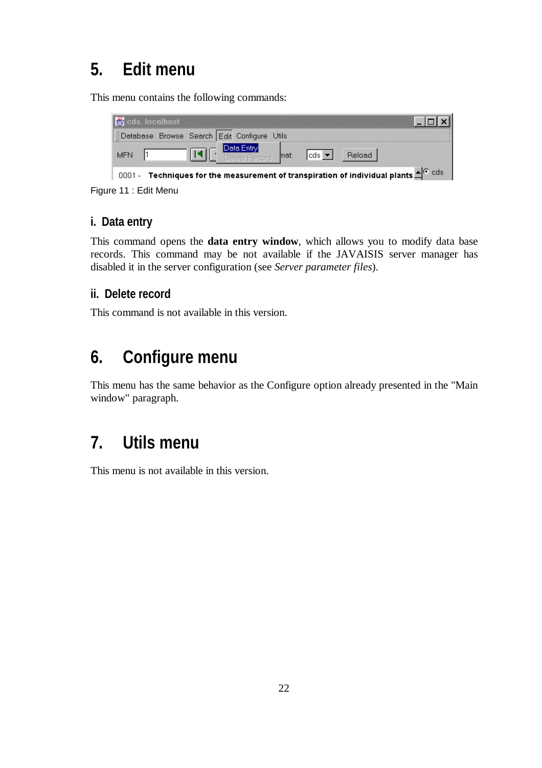# 5. Edit menu

This menu contains the following commands:

Figure 11 : Edit Menu

### i. Data entry

This command opens the **data entry window**, which allows you to modify data base records. This command may be not available if the JAVAISIS server manager has disabled it in the server configuration (see *Server parameter files*).

### ii. Delete record

This command is not available in this version.

# 6. Configure menu

This menu has the same behavior as the Configure option already presented in the "Main window" paragraph.

# 7. Utils menu

This menu is not available in this version.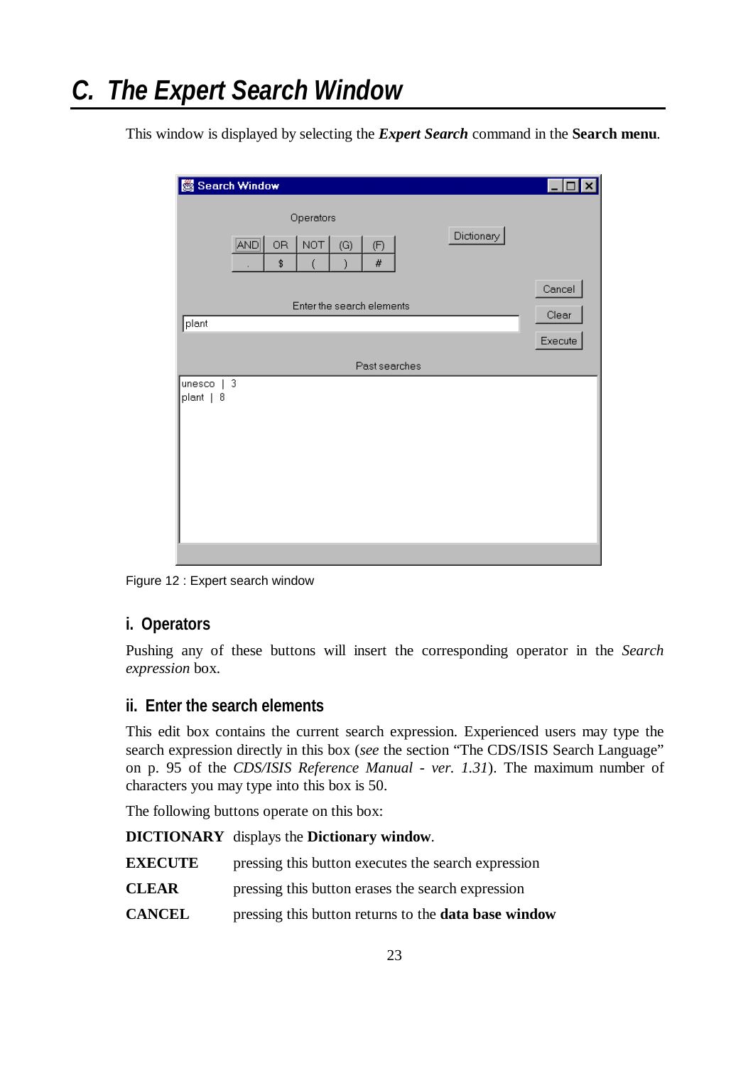# C. The Expert Search Window

This window is displayed by selecting the ***Expert Search*** command in the **Search menu**.

Figure 12 : Expert search window

### i. Operators

Pushing any of these buttons will insert the corresponding operator in the *Search expression* box.

### ii. Enter the search elements

This edit box contains the current search expression. Experienced users may type the search expression directly in this box (*see* the section "The CDS/ISIS Search Language" on p. 95 of the *CDS/ISIS Reference Manual - ver. 1.31*). The maximum number of characters you may type into this box is 50.

The following buttons operate on this box:

**DICTIONARY** displays the **Dictionary window**.

**EXECUTE** pressing this button executes the search expression

**CLEAR** pressing this button erases the search expression

**CANCEL** pressing this button returns to the **data base window**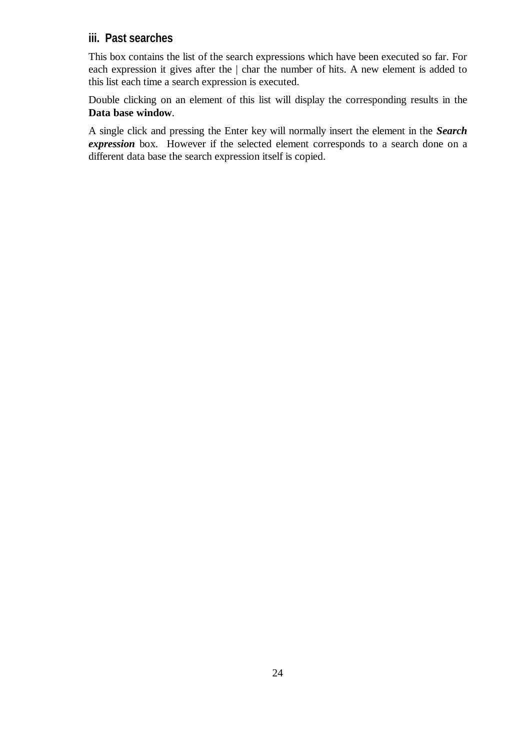### iii. Past searches

This box contains the list of the search expressions which have been executed so far. For each expression it gives after the | char the number of hits. A new element is added to this list each time a search expression is executed.

Double clicking on an element of this list will display the corresponding results in the **Data base window**.

A single click and pressing the Enter key will normally insert the element in the ***Search expression*** box. However if the selected element corresponds to a search done on a different data base the search expression itself is copied.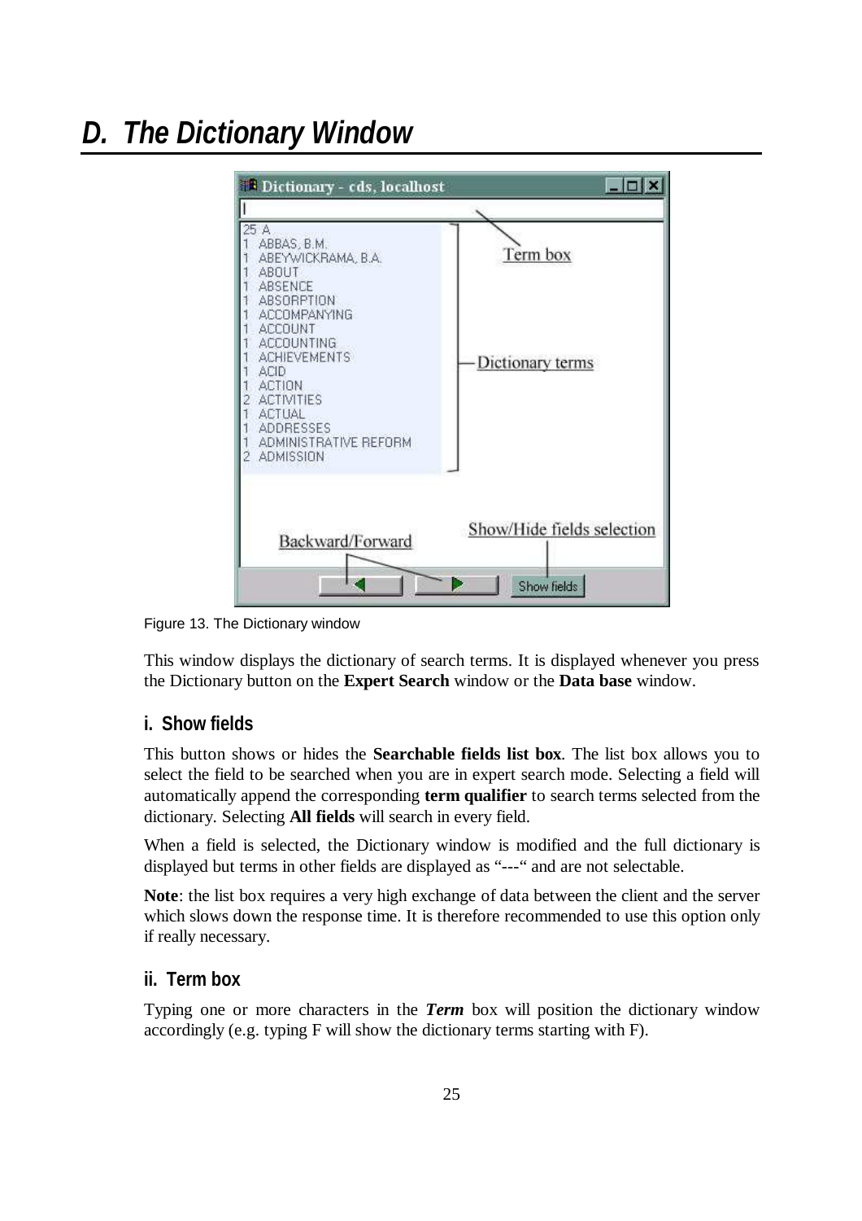## D. The Dictionary Window

Figure 13. The Dictionary window

This window displays the dictionary of search terms. It is displayed whenever you press the Dictionary button on the **Expert Search** window or the **Data base** window.

### i. Show fields

This button shows or hides the **Searchable fields list box**. The list box allows you to select the field to be searched when you are in expert search mode. Selecting a field will automatically append the corresponding **term qualifier** to search terms selected from the dictionary. Selecting **All fields** will search in every field.

When a field is selected, the Dictionary window is modified and the full dictionary is displayed but terms in other fields are displayed as "---" and are not selectable.

**Note**: the list box requires a very high exchange of data between the client and the server which slows down the response time. It is therefore recommended to use this option only if really necessary.

### ii. Term box

Typing one or more characters in the ***Term*** box will position the dictionary window accordingly (e.g. typing F will show the dictionary terms starting with F).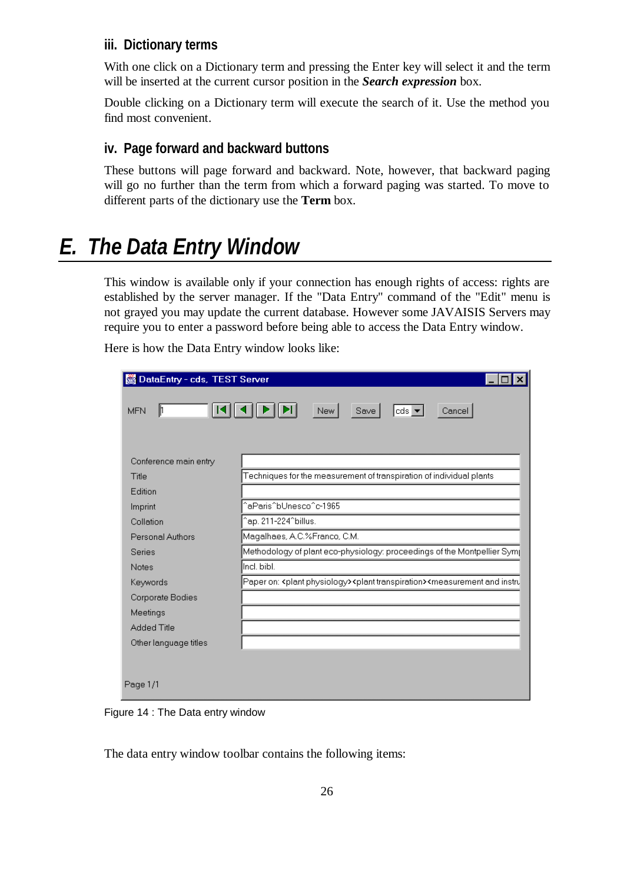### iii. Dictionary terms

With one click on a Dictionary term and pressing the Enter key will select it and the term will be inserted at the current cursor position in the ***Search expression*** box.

Double clicking on a Dictionary term will execute the search of it. Use the method you find most convenient.

### iv. Page forward and backward buttons

These buttons will page forward and backward. Note, however, that backward paging will go no further than the term from which a forward paging was started. To move to different parts of the dictionary use the **Term** box.

# E. The Data Entry Window

This window is available only if your connection has enough rights of access: rights are established by the server manager. If the "Data Entry" command of the "Edit" menu is not grayed you may update the current database. However some JAVAISIS Servers may require you to enter a password before being able to access the Data Entry window.

Here is how the Data Entry window looks like:

Figure 14 : The Data entry window

The data entry window toolbar contains the following items: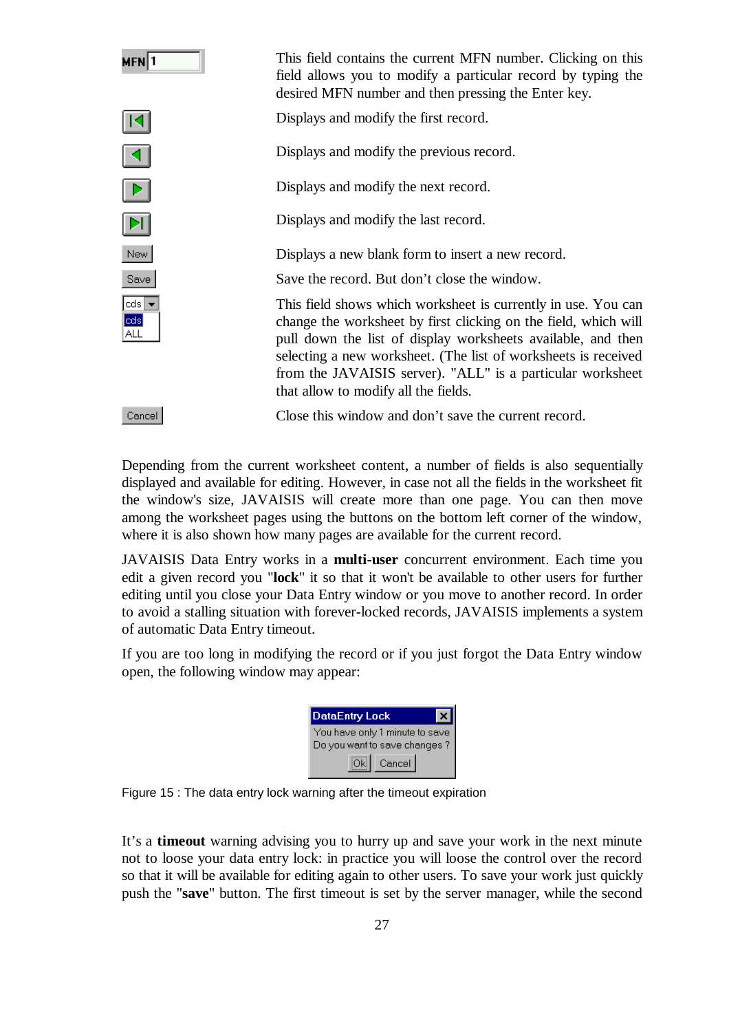| | |
|---|---|
| MFN 1 | This field contains the current MFN number. Clicking on this field allows you to modify a particular record by typing the desired MFN number and then pressing the Enter key. |
| \|◄ | Displays and modify the first record. |
| ◄ | Displays and modify the previous record. |
| ► | Displays and modify the next record. |
| ►\| | Displays and modify the last record. |
| New | Displays a new blank form to insert a new record. |
| Save | Save the record. But don't close the window. |
| cds / cds / ALL | This field shows which worksheet is currently in use. You can change the worksheet by first clicking on the field, which will pull down the list of display worksheets available, and then selecting a new worksheet. (The list of worksheets is received from the JAVAISIS server). "ALL" is a particular worksheet that allow to modify all the fields. |
| Cancel | Close this window and don't save the current record. |

Depending from the current worksheet content, a number of fields is also sequentially displayed and available for editing. However, in case not all the fields in the worksheet fit the window's size, JAVAISIS will create more than one page. You can then move among the worksheet pages using the buttons on the bottom left corner of the window, where it is also shown how many pages are available for the current record.

JAVAISIS Data Entry works in a **multi-user** concurrent environment. Each time you edit a given record you "**lock**" it so that it won't be available to other users for further editing until you close your Data Entry window or you move to another record. In order to avoid a stalling situation with forever-locked records, JAVAISIS implements a system of automatic Data Entry timeout.

If you are too long in modifying the record or if you just forgot the Data Entry window open, the following window may appear:

DataEntry Lock

You have only 1 minute to save
Do you want to save changes ?

Ok Cancel

Figure 15 : The data entry lock warning after the timeout expiration

It's a **timeout** warning advising you to hurry up and save your work in the next minute not to loose your data entry lock: in practice you will loose the control over the record so that it will be available for editing again to other users. To save your work just quickly push the "**save**" button. The first timeout is set by the server manager, while the second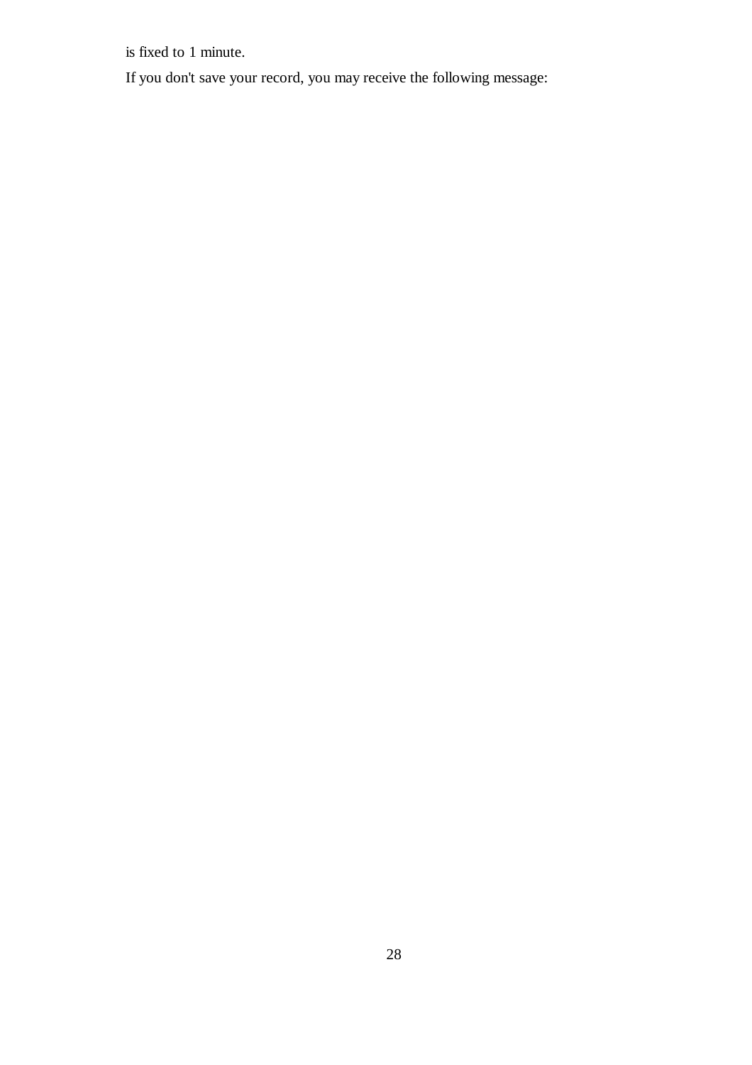is fixed to 1 minute.

If you don't save your record, you may receive the following message: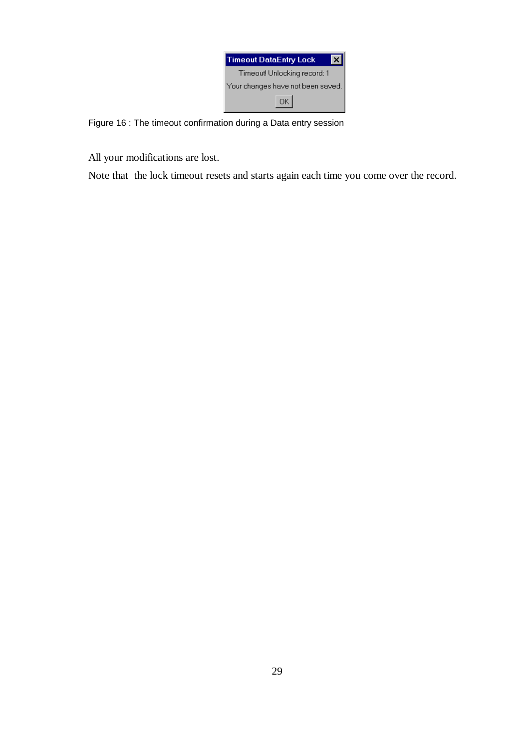Timeout DataEntry Lock

Timeout! Unlocking record: 1

Your changes have not been saved.

OK

Figure 16 : The timeout confirmation during a Data entry session

All your modifications are lost.

Note that  the lock timeout resets and starts again each time you come over the record.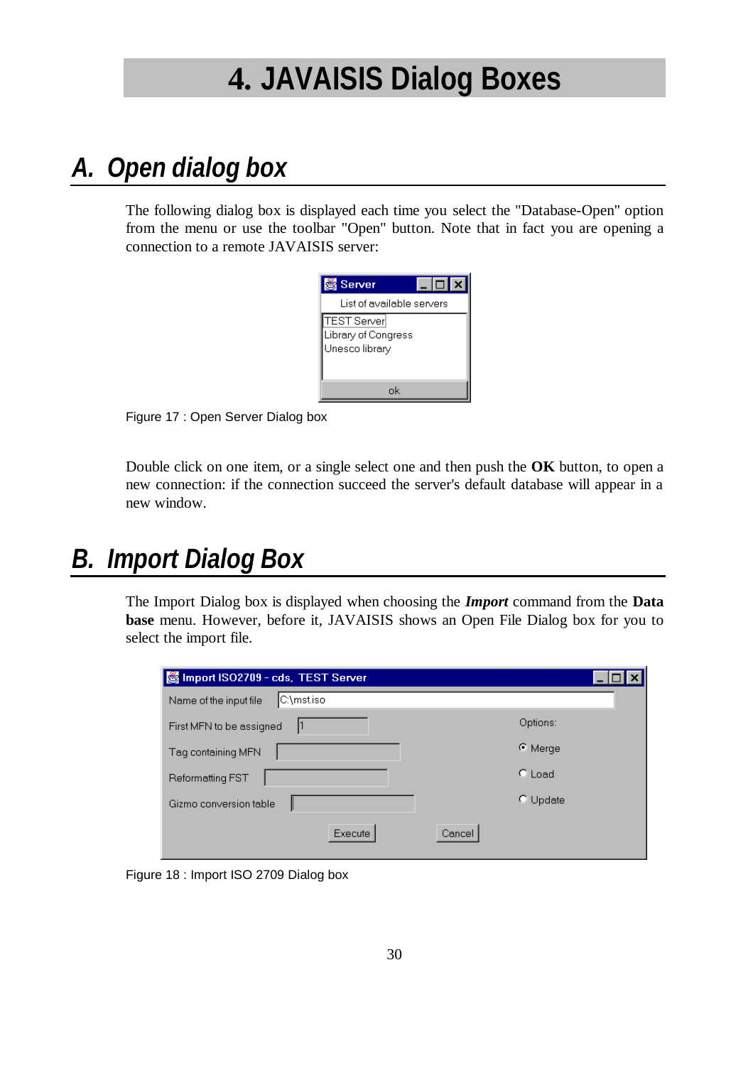# 4. JAVAISIS Dialog Boxes

## A. Open dialog box

The following dialog box is displayed each time you select the "Database-Open" option from the menu or use the toolbar "Open" button. Note that in fact you are opening a connection to a remote JAVAISIS server:

Figure 17 : Open Server Dialog box

Double click on one item, or a single select one and then push the **OK** button, to open a new connection: if the connection succeed the server's default database will appear in a new window.

## B. Import Dialog Box

The Import Dialog box is displayed when choosing the ***Import*** command from the **Data base** menu. However, before it, JAVAISIS shows an Open File Dialog box for you to select the import file.

Figure 18 : Import ISO 2709 Dialog box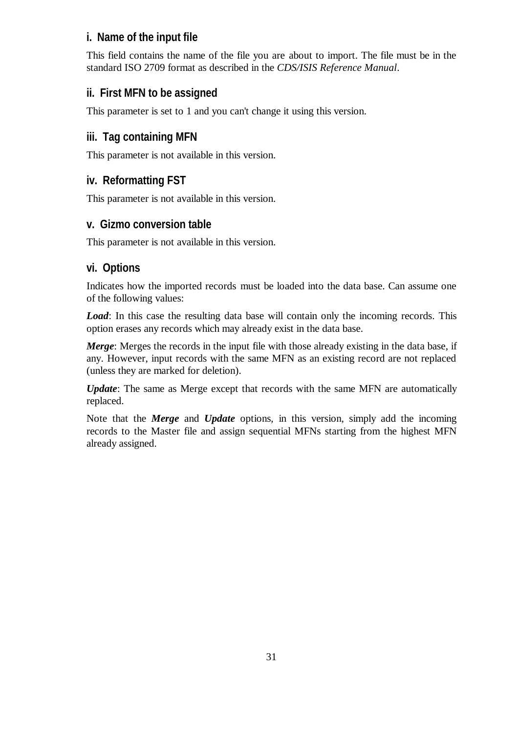#### i. Name of the input file

This field contains the name of the file you are about to import. The file must be in the standard ISO 2709 format as described in the *CDS/ISIS Reference Manual*.

#### ii. First MFN to be assigned

This parameter is set to 1 and you can't change it using this version.

#### iii. Tag containing MFN

This parameter is not available in this version.

#### iv. Reformatting FST

This parameter is not available in this version.

#### v. Gizmo conversion table

This parameter is not available in this version.

#### vi. Options

Indicates how the imported records must be loaded into the data base. Can assume one of the following values:

***Load***: In this case the resulting data base will contain only the incoming records. This option erases any records which may already exist in the data base.

***Merge***: Merges the records in the input file with those already existing in the data base, if any. However, input records with the same MFN as an existing record are not replaced (unless they are marked for deletion).

***Update***: The same as Merge except that records with the same MFN are automatically replaced.

Note that the ***Merge*** and ***Update*** options, in this version, simply add the incoming records to the Master file and assign sequential MFNs starting from the highest MFN already assigned.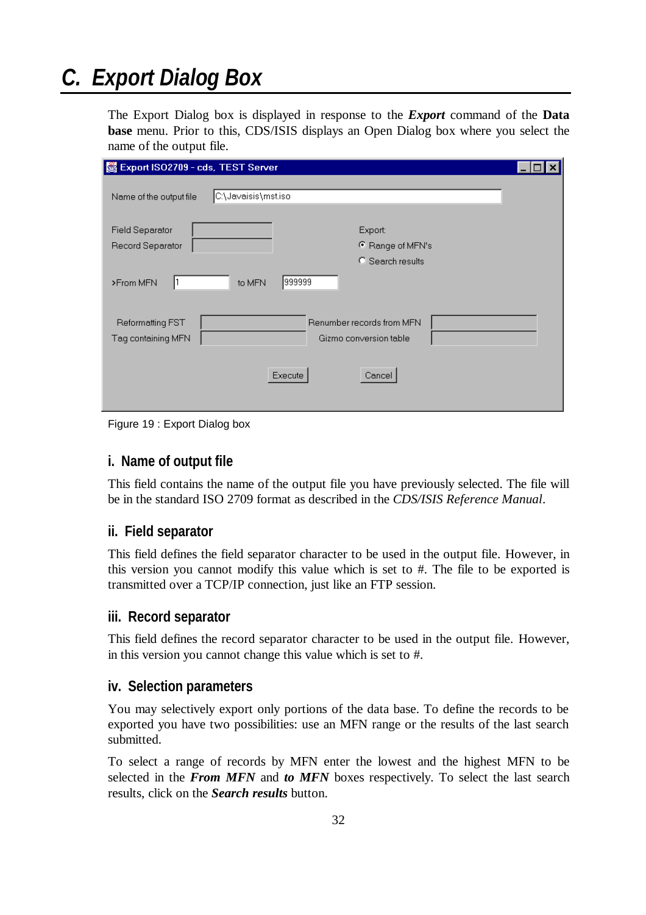# C. Export Dialog Box

The Export Dialog box is displayed in response to the ***Export*** command of the **Data base** menu. Prior to this, CDS/ISIS displays an Open Dialog box where you select the name of the output file.

Figure 19 : Export Dialog box

### i. Name of output file

This field contains the name of the output file you have previously selected. The file will be in the standard ISO 2709 format as described in the *CDS/ISIS Reference Manual*.

### ii. Field separator

This field defines the field separator character to be used in the output file. However, in this version you cannot modify this value which is set to #. The file to be exported is transmitted over a TCP/IP connection, just like an FTP session.

### iii. Record separator

This field defines the record separator character to be used in the output file. However, in this version you cannot change this value which is set to #.

### iv. Selection parameters

You may selectively export only portions of the data base. To define the records to be exported you have two possibilities: use an MFN range or the results of the last search submitted.

To select a range of records by MFN enter the lowest and the highest MFN to be selected in the ***From MFN*** and ***to MFN*** boxes respectively. To select the last search results, click on the ***Search results*** button.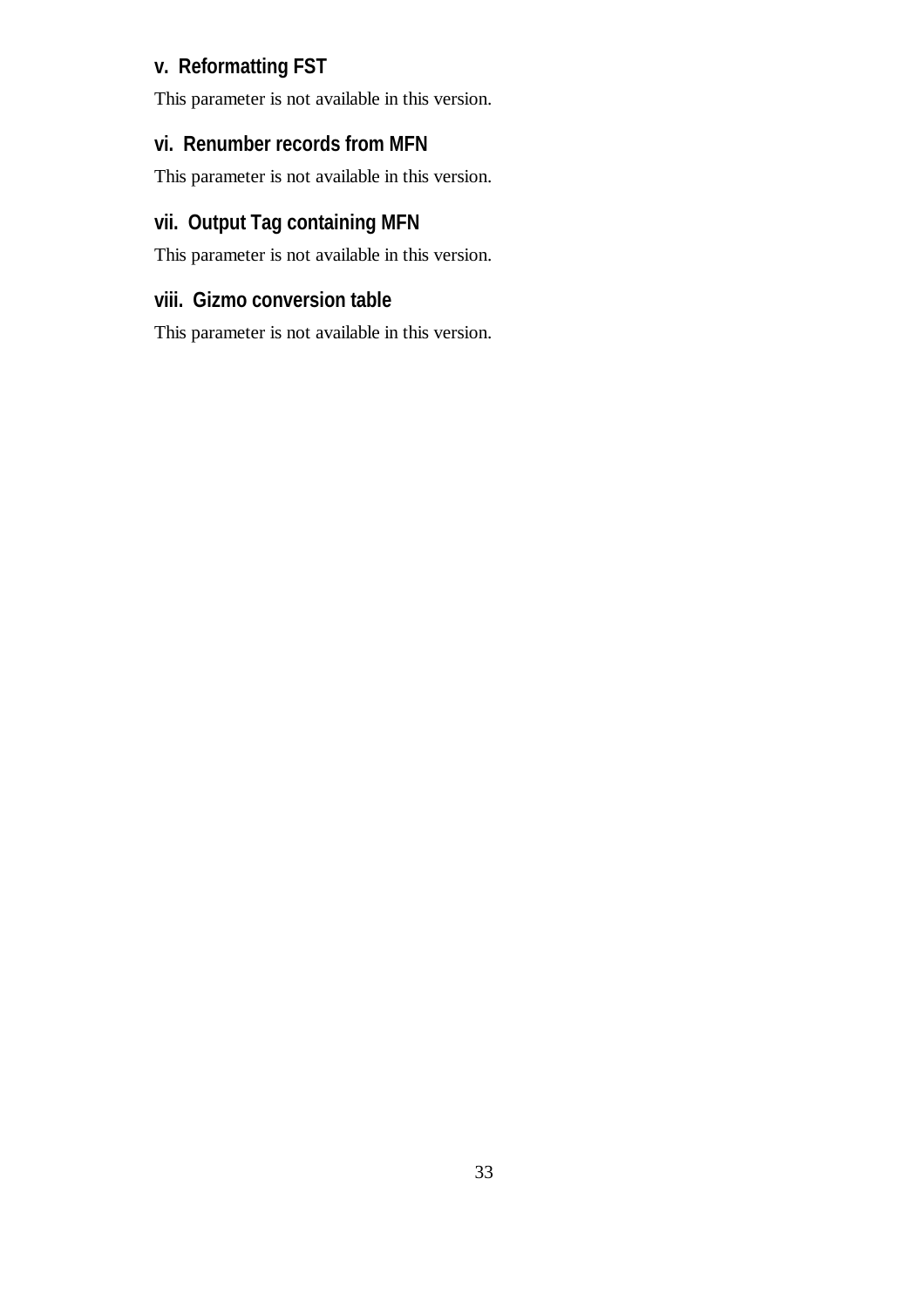### v. Reformatting FST

This parameter is not available in this version.

### vi. Renumber records from MFN

This parameter is not available in this version.

### vii. Output Tag containing MFN

This parameter is not available in this version.

### viii. Gizmo conversion table

This parameter is not available in this version.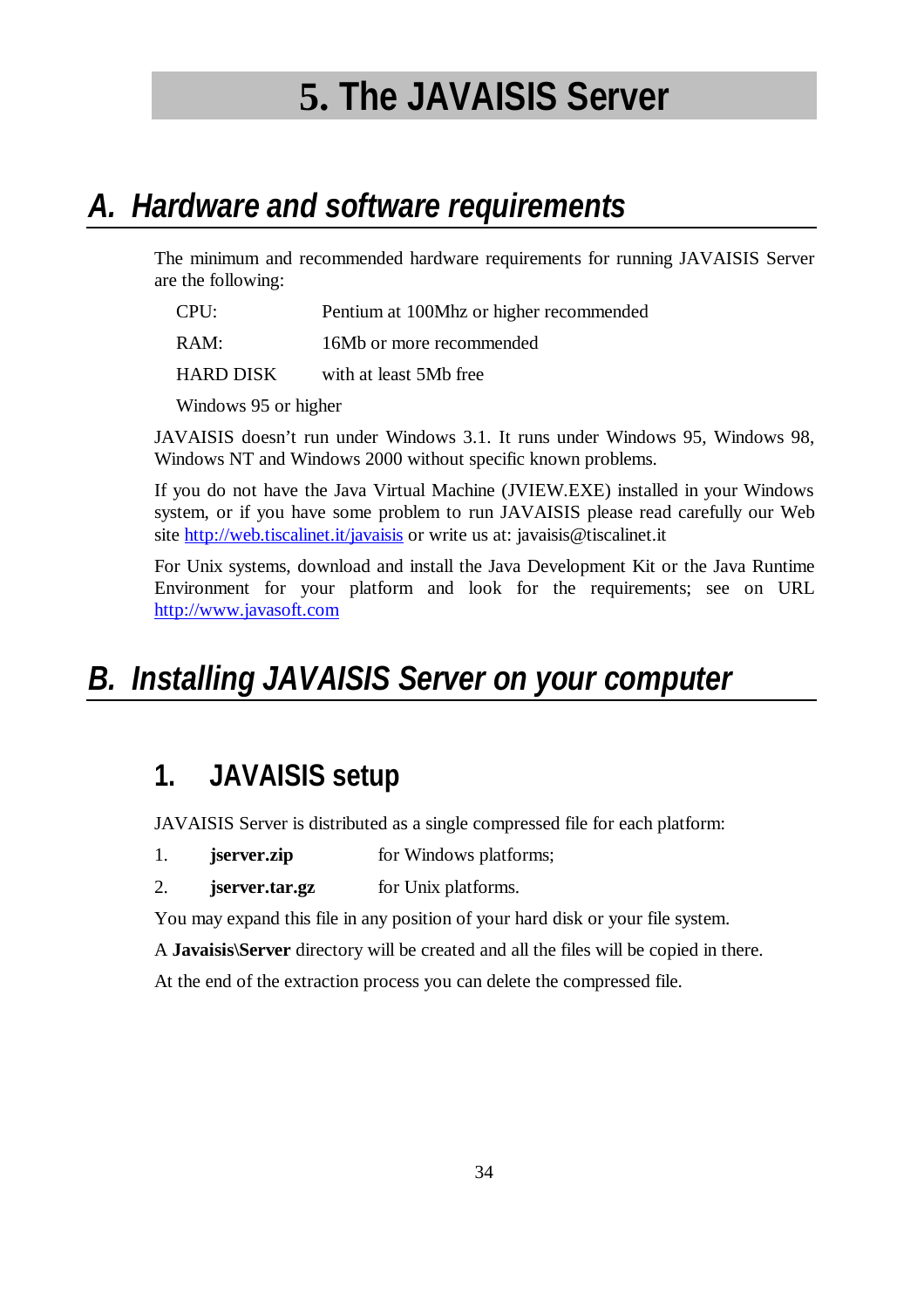# 5. The JAVAISIS Server

## A. Hardware and software requirements

The minimum and recommended hardware requirements for running JAVAISIS Server are the following:

| | |
|---|---|
| CPU: | Pentium at 100Mhz or higher recommended |
| RAM: | 16Mb or more recommended |
| HARD DISK | with at least 5Mb free |

Windows 95 or higher

JAVAISIS doesn't run under Windows 3.1. It runs under Windows 95, Windows 98, Windows NT and Windows 2000 without specific known problems.

If you do not have the Java Virtual Machine (JVIEW.EXE) installed in your Windows system, or if you have some problem to run JAVAISIS please read carefully our Web site http://web.tiscalinet.it/javaisis or write us at: javaisis@tiscalinet.it

For Unix systems, download and install the Java Development Kit or the Java Runtime Environment for your platform and look for the requirements; see on URL http://www.javasoft.com

## B. Installing JAVAISIS Server on your computer

### 1. JAVAISIS setup

JAVAISIS Server is distributed as a single compressed file for each platform:

1. **jserver.zip** for Windows platforms;
2. **jserver.tar.gz** for Unix platforms.

You may expand this file in any position of your hard disk or your file system.

A **Javaisis\Server** directory will be created and all the files will be copied in there.

At the end of the extraction process you can delete the compressed file.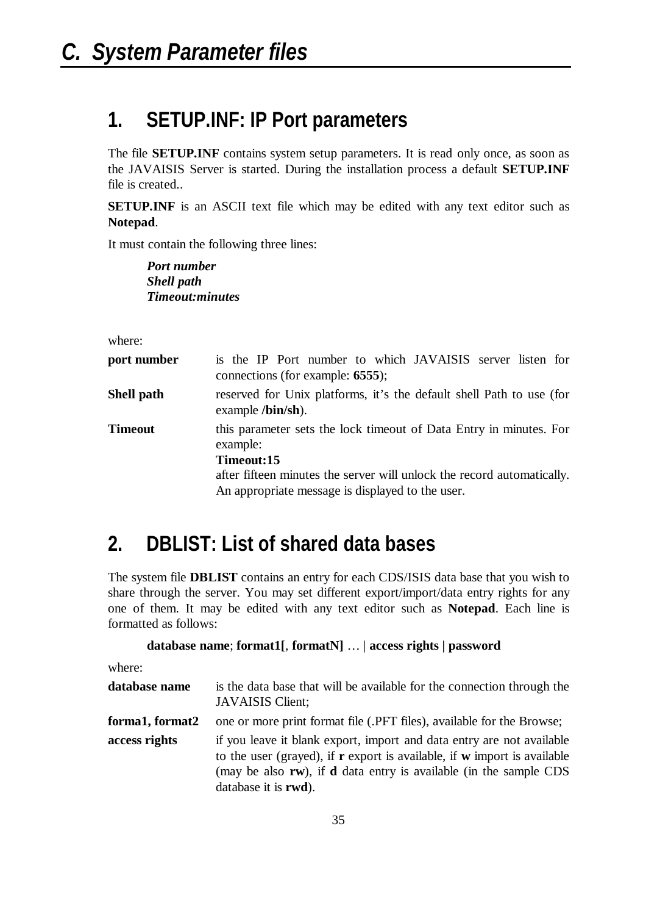// C. System Parameter files

## 1. SETUP.INF: IP Port parameters

The file **SETUP.INF** contains system setup parameters. It is read only once, as soon as the JAVAISIS Server is started. During the installation process a default **SETUP.INF** file is created..

**SETUP.INF** is an ASCII text file which may be edited with any text editor such as **Notepad**.

It must contain the following three lines:

> ***Port number***
> ***Shell path***
> ***Timeout:minutes***

where:

**port number** — is the IP Port number to which JAVAISIS server listen for connections (for example: **6555**);

**Shell path** — reserved for Unix platforms, it's the default shell Path to use (for example **/bin/sh**).

**Timeout** — this parameter sets the lock timeout of Data Entry in minutes. For example:
**Timeout:15**
after fifteen minutes the server will unlock the record automatically. An appropriate message is displayed to the user.

## 2. DBLIST: List of shared data bases

The system file **DBLIST** contains an entry for each CDS/ISIS data base that you wish to share through the server. You may set different export/import/data entry rights for any one of them. It may be edited with any text editor such as **Notepad**. Each line is formatted as follows:

> **database name**; **format1[**, **formatN]** … | **access rights | password**

where:

**database name** — is the data base that will be available for the connection through the JAVAISIS Client;

**forma1, format2** — one or more print format file (.PFT files), available for the Browse;

**access rights** — if you leave it blank export, import and data entry are not available to the user (grayed), if **r** export is available, if **w** import is available (may be also **rw**), if **d** data entry is available (in the sample CDS database it is **rwd**).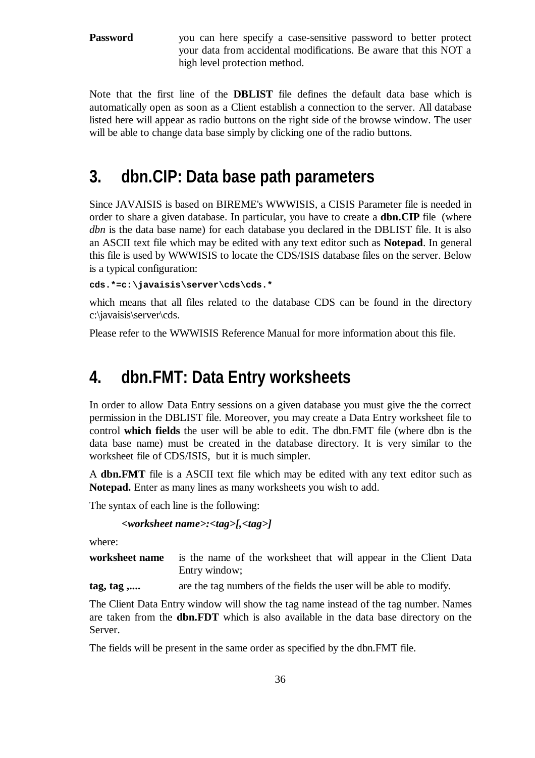**Password** you can here specify a case-sensitive password to better protect your data from accidental modifications. Be aware that this NOT a high level protection method.

Note that the first line of the **DBLIST** file defines the default data base which is automatically open as soon as a Client establish a connection to the server. All database listed here will appear as radio buttons on the right side of the browse window. The user will be able to change data base simply by clicking one of the radio buttons.

## 3. dbn.CIP: Data base path parameters

Since JAVAISIS is based on BIREME's WWWISIS, a CISIS Parameter file is needed in order to share a given database. In particular, you have to create a **dbn.CIP** file (where *dbn* is the data base name) for each database you declared in the DBLIST file. It is also an ASCII text file which may be edited with any text editor such as **Notepad**. In general this file is used by WWWISIS to locate the CDS/ISIS database files on the server. Below is a typical configuration:

```
cds.*=c:\javaisis\server\cds\cds.*
```

which means that all files related to the database CDS can be found in the directory c:\javaisis\server\cds.

Please refer to the WWWISIS Reference Manual for more information about this file.

## 4. dbn.FMT: Data Entry worksheets

In order to allow Data Entry sessions on a given database you must give the the correct permission in the DBLIST file. Moreover, you may create a Data Entry worksheet file to control **which fields** the user will be able to edit. The dbn.FMT file (where dbn is the data base name) must be created in the database directory. It is very similar to the worksheet file of CDS/ISIS, but it is much simpler.

A **dbn.FMT** file is a ASCII text file which may be edited with any text editor such as **Notepad.** Enter as many lines as many worksheets you wish to add.

The syntax of each line is the following:

***<worksheet name>:<tag>[,<tag>]***

where:

**worksheet name** is the name of the worksheet that will appear in the Client Data Entry window;

**tag, tag ,....** are the tag numbers of the fields the user will be able to modify.

The Client Data Entry window will show the tag name instead of the tag number. Names are taken from the **dbn.FDT** which is also available in the data base directory on the Server.

The fields will be present in the same order as specified by the dbn.FMT file.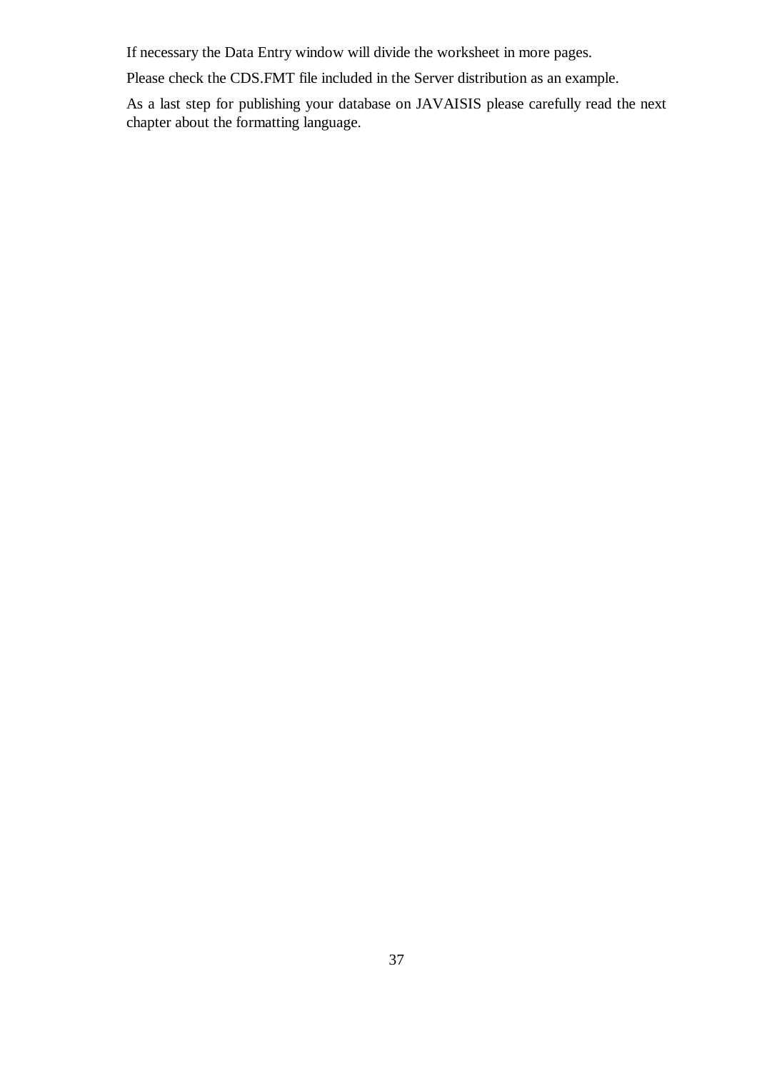If necessary the Data Entry window will divide the worksheet in more pages.

Please check the CDS.FMT file included in the Server distribution as an example.

As a last step for publishing your database on JAVAISIS please carefully read the next chapter about the formatting language.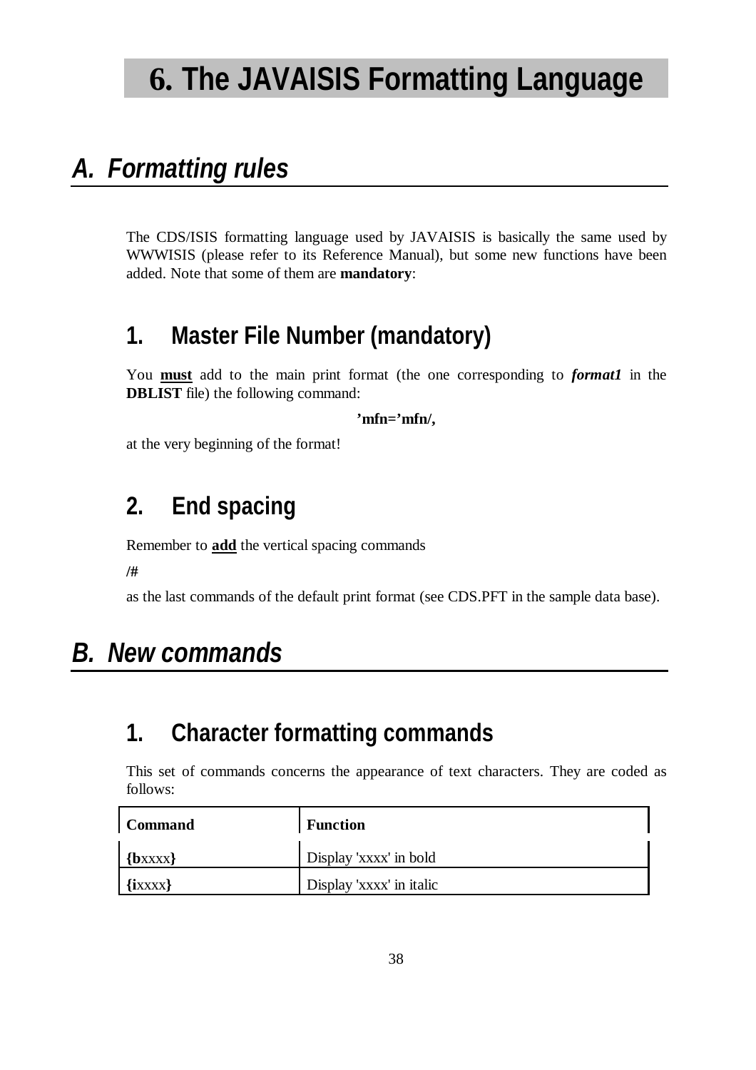# 6. The JAVAISIS Formatting Language

## A. Formatting rules

The CDS/ISIS formatting language used by JAVAISIS is basically the same used by WWWISIS (please refer to its Reference Manual), but some new functions have been added. Note that some of them are **mandatory**:

### 1. Master File Number (mandatory)

You **must** add to the main print format (the one corresponding to ***format1*** in the **DBLIST** file) the following command:

**'mfn='mfn/,**

at the very beginning of the format!

### 2. End spacing

Remember to **add** the vertical spacing commands

**/#**

as the last commands of the default print format (see CDS.PFT in the sample data base).

## B. New commands

### 1. Character formatting commands

This set of commands concerns the appearance of text characters. They are coded as follows:

| Command | Function |
|---|---|
| **{b**xxxx**}** | Display 'xxxx' in bold |
| **{i**xxxx**}** | Display 'xxxx' in italic |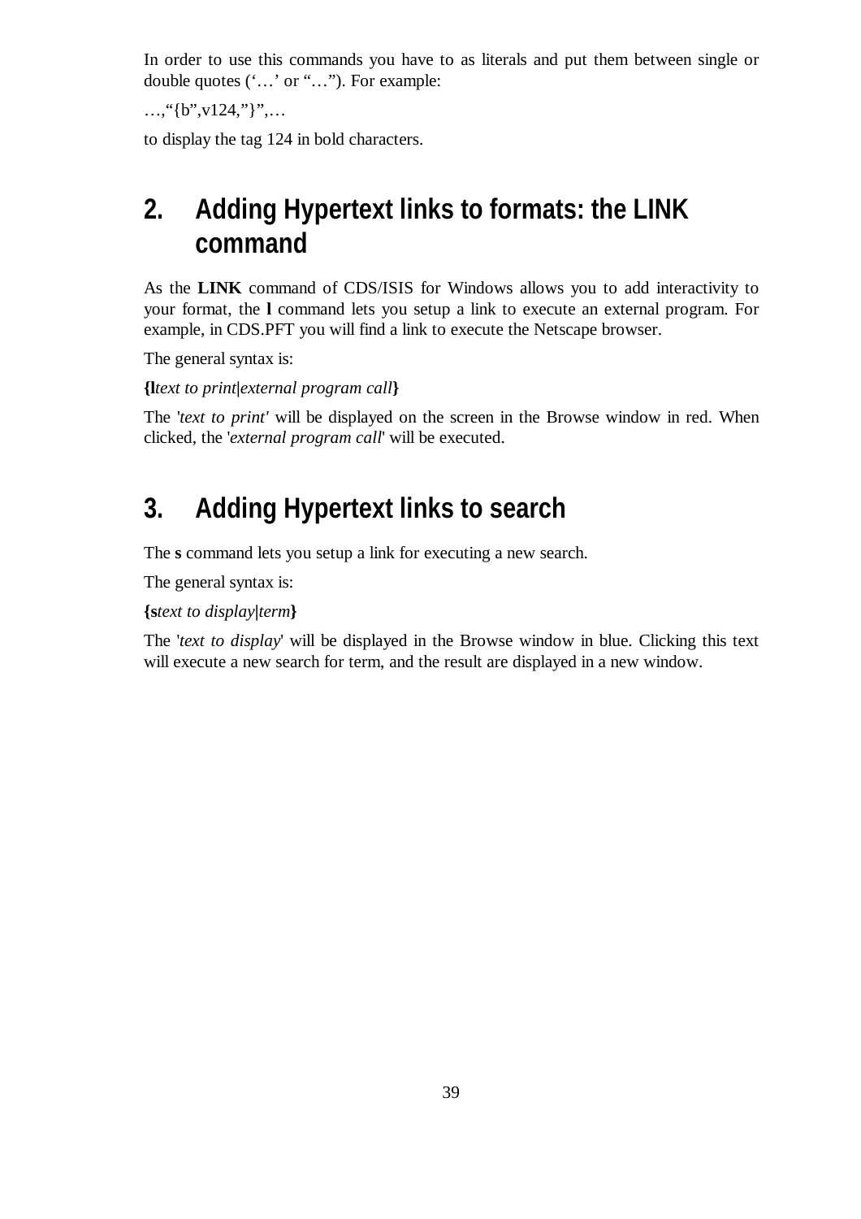In order to use this commands you have to as literals and put them between single or double quotes ('…' or "…"). For example:

…,"{b",v124,"}",…

to display the tag 124 in bold characters.

## 2. Adding Hypertext links to formats: the LINK command

As the **LINK** command of CDS/ISIS for Windows allows you to add interactivity to your format, the **l** command lets you setup a link to execute an external program. For example, in CDS.PFT you will find a link to execute the Netscape browser.

The general syntax is:

**{l***text to print|external program call***}**

The '*text to print'* will be displayed on the screen in the Browse window in red. When clicked, the '*external program call*' will be executed.

## 3. Adding Hypertext links to search

The **s** command lets you setup a link for executing a new search.

The general syntax is:

**{s***text to display|term***}**

The '*text to display*' will be displayed in the Browse window in blue. Clicking this text will execute a new search for term, and the result are displayed in a new window.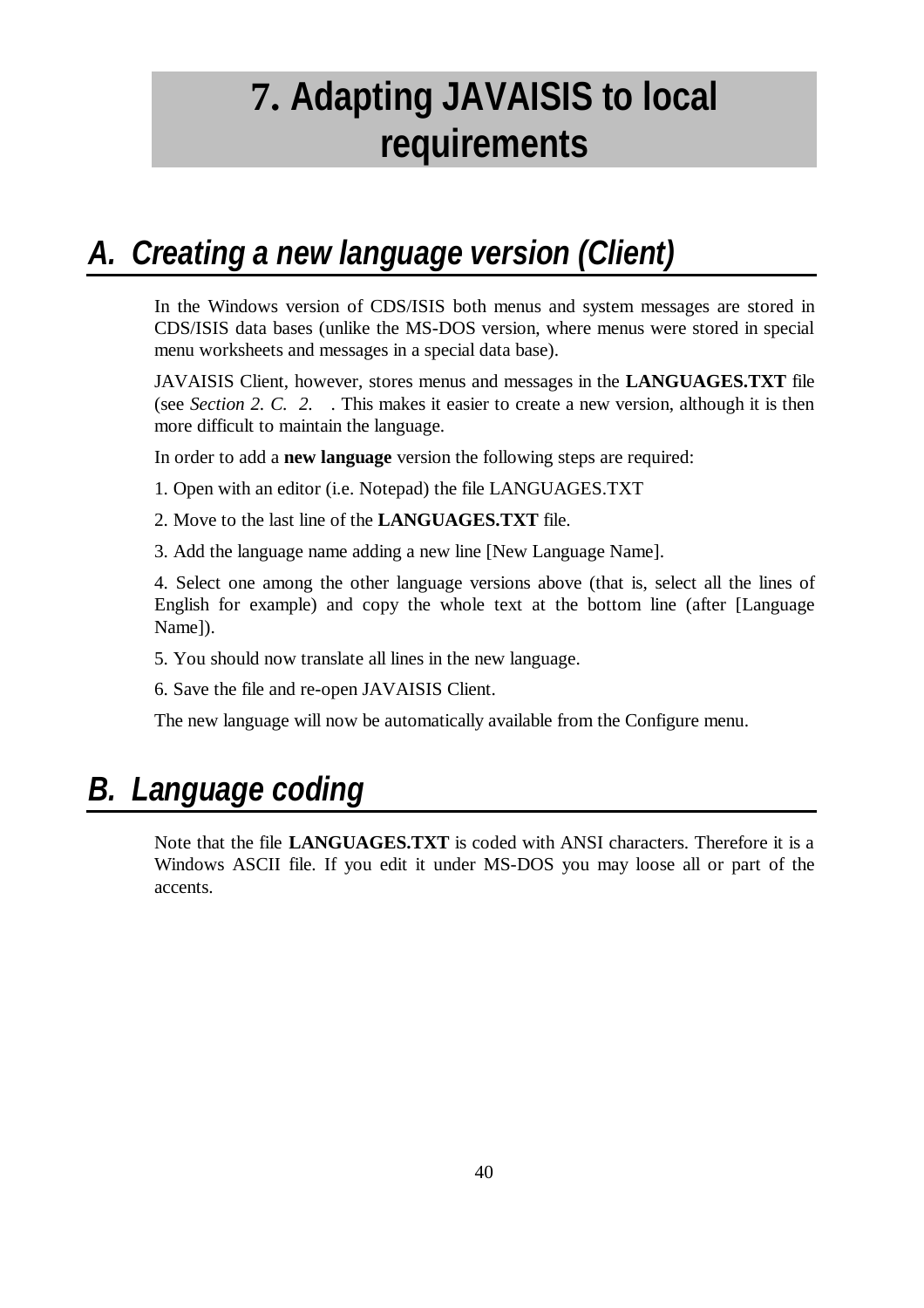# 7. Adapting JAVAISIS to local requirements

## A. Creating a new language version (Client)

In the Windows version of CDS/ISIS both menus and system messages are stored in CDS/ISIS data bases (unlike the MS-DOS version, where menus were stored in special menu worksheets and messages in a special data base).

JAVAISIS Client, however, stores menus and messages in the **LANGUAGES.TXT** file (see *Section 2. C. 2.* . This makes it easier to create a new version, although it is then more difficult to maintain the language.

In order to add a **new language** version the following steps are required:

1. Open with an editor (i.e. Notepad) the file LANGUAGES.TXT

2. Move to the last line of the **LANGUAGES.TXT** file.

3. Add the language name adding a new line [New Language Name].

4. Select one among the other language versions above (that is, select all the lines of English for example) and copy the whole text at the bottom line (after [Language Name]).

5. You should now translate all lines in the new language.

6. Save the file and re-open JAVAISIS Client.

The new language will now be automatically available from the Configure menu.

## B. Language coding

Note that the file **LANGUAGES.TXT** is coded with ANSI characters. Therefore it is a Windows ASCII file. If you edit it under MS-DOS you may loose all or part of the accents.